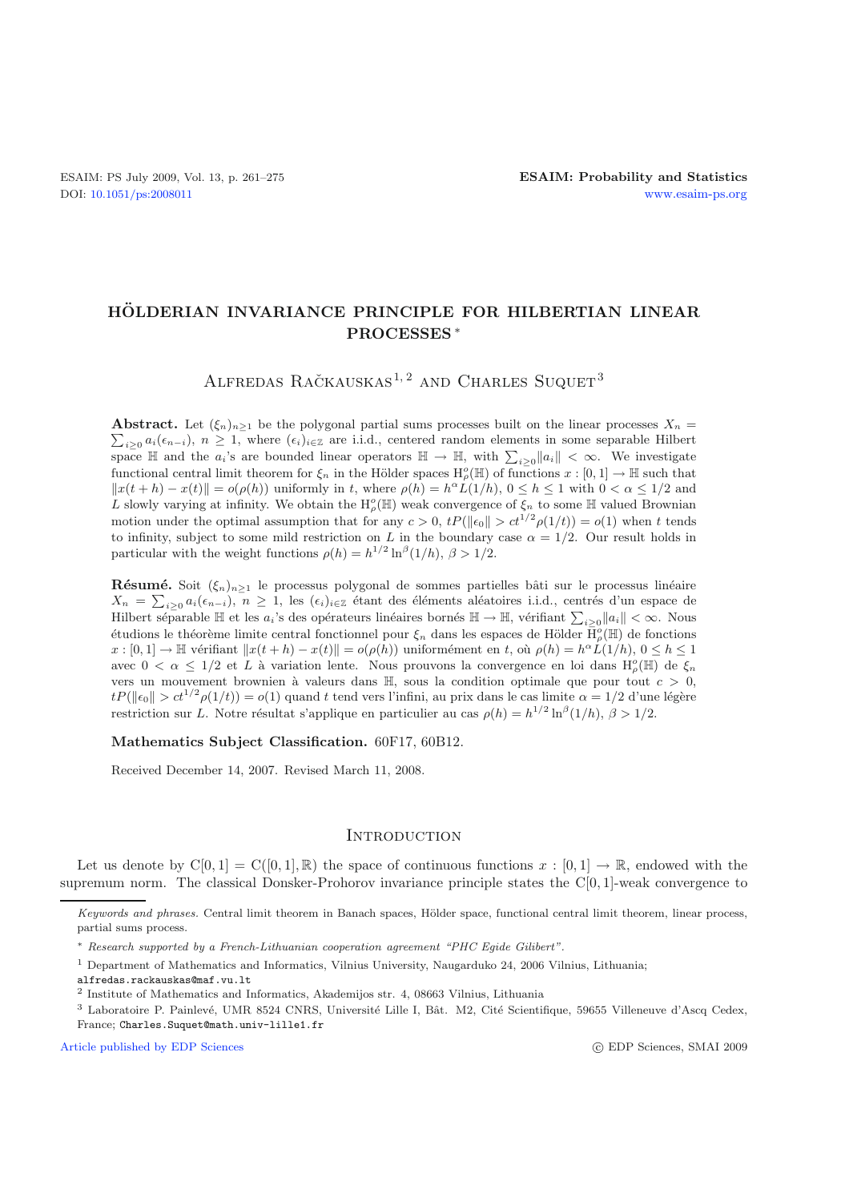# HÖLDERIAN INVARIANCE PRINCIPLE FOR HILBERTIAN LINEAR PROCESSES *

Alfredas Račkauskas[1,2] and Charles Suquet[3]

**Abstract.** Let $(\xi_n)_{n\geq 1}$ be the polygonal partial sums processes built on the linear processes $X_n = \sum_{i\geq 0} a_i(\epsilon_{n-i})$, $n \geq 1$, where $(\epsilon_i)_{i\in\mathbb{Z}}$ are i.i.d., centered random elements in some separable Hilbert space $\mathbb{H}$ and the $a_i$'s are bounded linear operators $\mathbb{H} \to \mathbb{H}$, with $\sum_{i\geq 0}\|a_i\| < \infty$. We investigate functional central limit theorem for $\xi_n$ in the Hölder spaces $\mathrm{H}^o_\rho(\mathbb{H})$ of functions $x : [0,1] \to \mathbb{H}$ such that $\|x(t+h) - x(t)\| = o(\rho(h))$ uniformly in $t$, where $\rho(h) = h^\alpha L(1/h)$, $0 \leq h \leq 1$ with $0 < \alpha \leq 1/2$ and $L$ slowly varying at infinity. We obtain the $\mathrm{H}^o_\rho(\mathbb{H})$ weak convergence of $\xi_n$ to some $\mathbb{H}$ valued Brownian motion under the optimal assumption that for any $c > 0$, $tP(\|\epsilon_0\| > ct^{1/2}\rho(1/t)) = o(1)$ when $t$ tends to infinity, subject to some mild restriction on $L$ in the boundary case $\alpha = 1/2$. Our result holds in particular with the weight functions $\rho(h) = h^{1/2}\ln^\beta(1/h)$, $\beta > 1/2$.

**Résumé.** Soit $(\xi_n)_{n\geq 1}$ le processus polygonal de sommes partielles bâti sur le processus linéaire $X_n = \sum_{i\geq 0} a_i(\epsilon_{n-i})$, $n \geq 1$, les $(\epsilon_i)_{i\in\mathbb{Z}}$ étant des éléments aléatoires i.i.d., centrés d'un espace de Hilbert séparable $\mathbb{H}$ et les $a_i$'s des opérateurs linéaires bornés $\mathbb{H} \to \mathbb{H}$, vérifiant $\sum_{i\geq 0}\|a_i\| < \infty$. Nous étudions le théorème limite central fonctionnel pour $\xi_n$ dans les espaces de Hölder $\mathrm{H}^o_\rho(\mathbb{H})$ de fonctions $x : [0,1] \to \mathbb{H}$ vérifiant $\|x(t+h) - x(t)\| = o(\rho(h))$ uniformément en $t$, où $\rho(h) = h^\alpha L(1/h)$, $0 \leq h \leq 1$ avec $0 < \alpha \leq 1/2$ et $L$ à variation lente. Nous prouvons la convergence en loi dans $\mathrm{H}^o_\rho(\mathbb{H})$ de $\xi_n$ vers un mouvement brownien à valeurs dans $\mathbb{H}$, sous la condition optimale que pour tout $c > 0$, $tP(\|\epsilon_0\| > ct^{1/2}\rho(1/t)) = o(1)$ quand $t$ tend vers l'infini, au prix dans le cas limite $\alpha = 1/2$ d'une légère restriction sur $L$. Notre résultat s'applique en particulier au cas $\rho(h) = h^{1/2}\ln^\beta(1/h)$, $\beta > 1/2$.

**Mathematics Subject Classification.** 60F17, 60B12.

Received December 14, 2007. Revised March 11, 2008.

## Introduction

Let us denote by $\mathrm{C}[0,1] = \mathrm{C}([0,1],\mathbb{R})$ the space of continuous functions $x : [0,1] \to \mathbb{R}$, endowed with the supremum norm. The classical Donsker-Prohorov invariance principle states the $\mathrm{C}[0,1]$-weak convergence to

---

*Keywords and phrases.* Central limit theorem in Banach spaces, Hölder space, functional central limit theorem, linear process, partial sums process.

\* *Research supported by a French-Lithuanian cooperation agreement "PHC Egide Gilibert".*

[1] Department of Mathematics and Informatics, Vilnius University, Naugarduko 24, 2006 Vilnius, Lithuania; alfredas.rackauskas@maf.vu.lt

[2] Institute of Mathematics and Informatics, Akademijos str. 4, 08663 Vilnius, Lithuania

[3] Laboratoire P. Painlevé, UMR 8524 CNRS, Université Lille I, Bât. M2, Cité Scientifique, 59655 Villeneuve d'Ascq Cedex, France; Charles.Suquet@math.univ-lille1.fr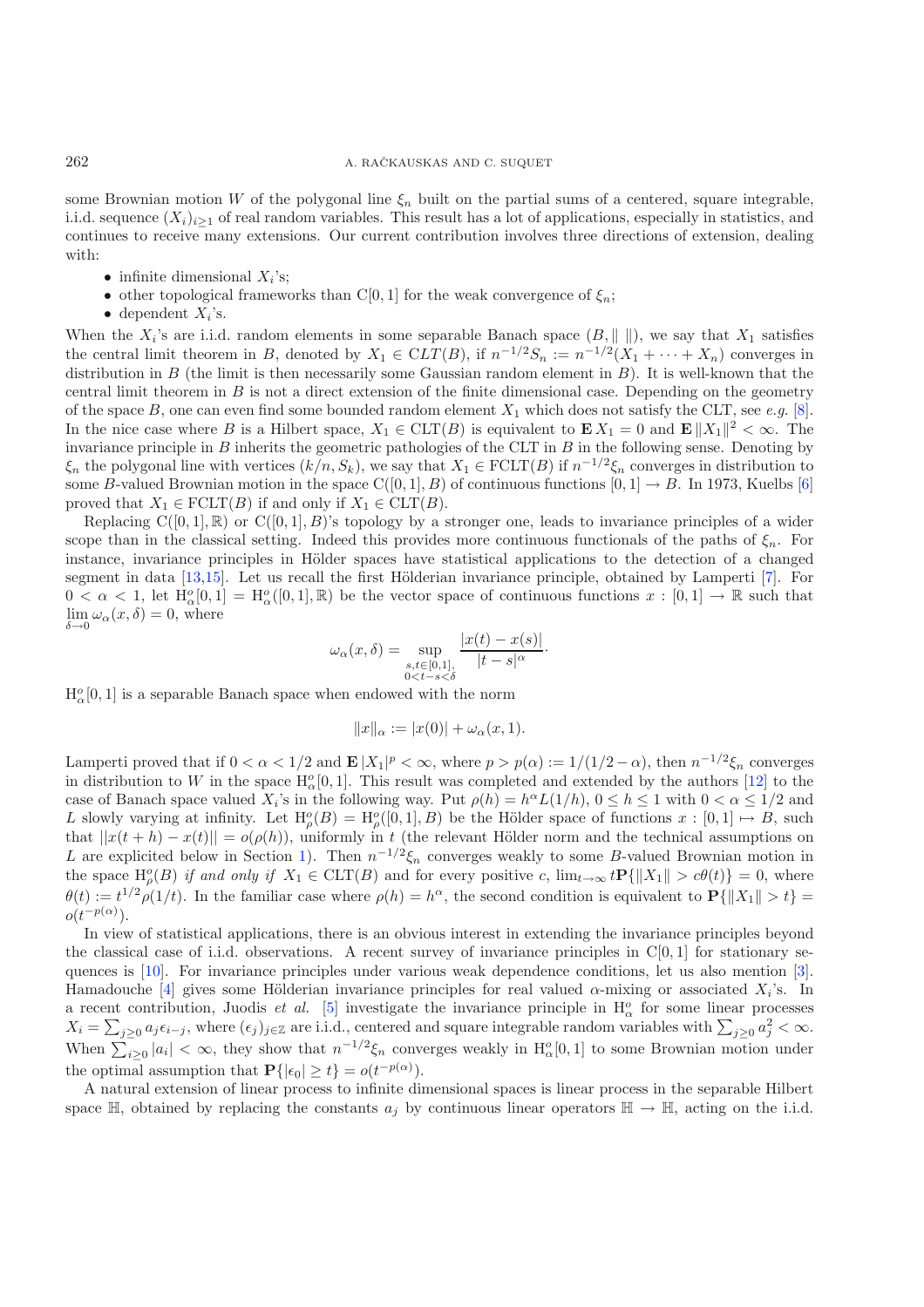some Brownian motion $W$ of the polygonal line $\xi_n$ built on the partial sums of a centered, square integrable, i.i.d. sequence $(X_i)_{i\geq 1}$ of real random variables. This result has a lot of applications, especially in statistics, and continues to receive many extensions. Our current contribution involves three directions of extension, dealing with:

- infinite dimensional $X_i$'s;
- other topological frameworks than $\mathrm{C}[0,1]$ for the weak convergence of $\xi_n$;
- dependent $X_i$'s.

When the $X_i$'s are i.i.d. random elements in some separable Banach space $(B, \|\ \|)$, we say that $X_1$ satisfies the central limit theorem in $B$, denoted by $X_1 \in CLT(B)$, if $n^{-1/2}S_n := n^{-1/2}(X_1 + \cdots + X_n)$ converges in distribution in $B$ (the limit is then necessarily some Gaussian random element in $B$). It is well-known that the central limit theorem in $B$ is not a direct extension of the finite dimensional case. Depending on the geometry of the space $B$, one can even find some bounded random element $X_1$ which does not satisfy the CLT, see *e.g.* [8]. In the nice case where $B$ is a Hilbert space, $X_1 \in \mathrm{CLT}(B)$ is equivalent to $\mathbf{E}\, X_1 = 0$ and $\mathbf{E}\,\|X_1\|^2 < \infty$. The invariance principle in $B$ inherits the geometric pathologies of the CLT in $B$ in the following sense. Denoting by $\xi_n$ the polygonal line with vertices $(k/n, S_k)$, we say that $X_1 \in \mathrm{FCLT}(B)$ if $n^{-1/2}\xi_n$ converges in distribution to some $B$-valued Brownian motion in the space $\mathrm{C}([0,1], B)$ of continuous functions $[0,1] \to B$. In 1973, Kuelbs [6] proved that $X_1 \in \mathrm{FCLT}(B)$ if and only if $X_1 \in \mathrm{CLT}(B)$.

Replacing $\mathrm{C}([0,1], \mathbb{R})$ or $\mathrm{C}([0,1], B)$'s topology by a stronger one, leads to invariance principles of a wider scope than in the classical setting. Indeed this provides more continuous functionals of the paths of $\xi_n$. For instance, invariance principles in Hölder spaces have statistical applications to the detection of a changed segment in data [13,15]. Let us recall the first Hölderian invariance principle, obtained by Lamperti [7]. For $0 < \alpha < 1$, let $\mathrm{H}^o_\alpha[0,1] = \mathrm{H}^o_\alpha([0,1], \mathbb{R})$ be the vector space of continuous functions $x : [0,1] \to \mathbb{R}$ such that $\lim_{\delta \to 0} \omega_\alpha(x, \delta) = 0$, where

$$\omega_\alpha(x, \delta) = \sup_{\substack{s,t \in [0,1],\\ 0 < t-s < \delta}} \frac{|x(t) - x(s)|}{|t-s|^\alpha}.$$

$\mathrm{H}^o_\alpha[0,1]$ is a separable Banach space when endowed with the norm

$$\|x\|_\alpha := |x(0)| + \omega_\alpha(x, 1).$$

Lamperti proved that if $0 < \alpha < 1/2$ and $\mathbf{E}\,|X_1|^p < \infty$, where $p > p(\alpha) := 1/(1/2 - \alpha)$, then $n^{-1/2}\xi_n$ converges in distribution to $W$ in the space $\mathrm{H}^o_\alpha[0,1]$. This result was completed and extended by the authors [12] to the case of Banach space valued $X_i$'s in the following way. Put $\rho(h) = h^\alpha L(1/h)$, $0 \leq h \leq 1$ with $0 < \alpha \leq 1/2$ and $L$ slowly varying at infinity. Let $\mathrm{H}^o_\rho(B) = \mathrm{H}^o_\rho([0,1], B)$ be the Hölder space of functions $x : [0,1] \mapsto B$, such that $\|x(t+h) - x(t)\| = o(\rho(h))$, uniformly in $t$ (the relevant Hölder norm and the technical assumptions on $L$ are explicited below in Section 1). Then $n^{-1/2}\xi_n$ converges weakly to some $B$-valued Brownian motion in the space $\mathrm{H}^o_\rho(B)$ *if and only if* $X_1 \in \mathrm{CLT}(B)$ and for every positive $c$, $\lim_{t\to\infty} t\mathbf{P}\{\|X_1\| > c\theta(t)\} = 0$, where $\theta(t) := t^{1/2}\rho(1/t)$. In the familiar case where $\rho(h) = h^\alpha$, the second condition is equivalent to $\mathbf{P}\{\|X_1\| > t\} = o(t^{-p(\alpha)})$.

In view of statistical applications, there is an obvious interest in extending the invariance principles beyond the classical case of i.i.d. observations. A recent survey of invariance principles in $\mathrm{C}[0,1]$ for stationary sequences is [10]. For invariance principles under various weak dependence conditions, let us also mention [3]. Hamadouche [4] gives some Hölderian invariance principles for real valued $\alpha$-mixing or associated $X_i$'s. In a recent contribution, Juodis *et al.* [5] investigate the invariance principle in $\mathrm{H}^o_\alpha$ for some linear processes $X_i = \sum_{j\geq 0} a_j \epsilon_{i-j}$, where $(\epsilon_j)_{j\in\mathbb{Z}}$ are i.i.d., centered and square integrable random variables with $\sum_{j\geq 0} a_j^2 < \infty$. When $\sum_{i\geq 0} |a_i| < \infty$, they show that $n^{-1/2}\xi_n$ converges weakly in $\mathrm{H}^o_\alpha[0,1]$ to some Brownian under the optimal assumption that $\mathbf{P}\{|\epsilon_0| \geq t\} = o(t^{-p(\alpha)})$.

A natural extension of linear process to infinite dimensional spaces is linear process in the separable Hilbert space $\mathbb{H}$, obtained by replacing the constants $a_j$ by continuous linear operators $\mathbb{H} \to \mathbb{H}$, acting on the i.i.d.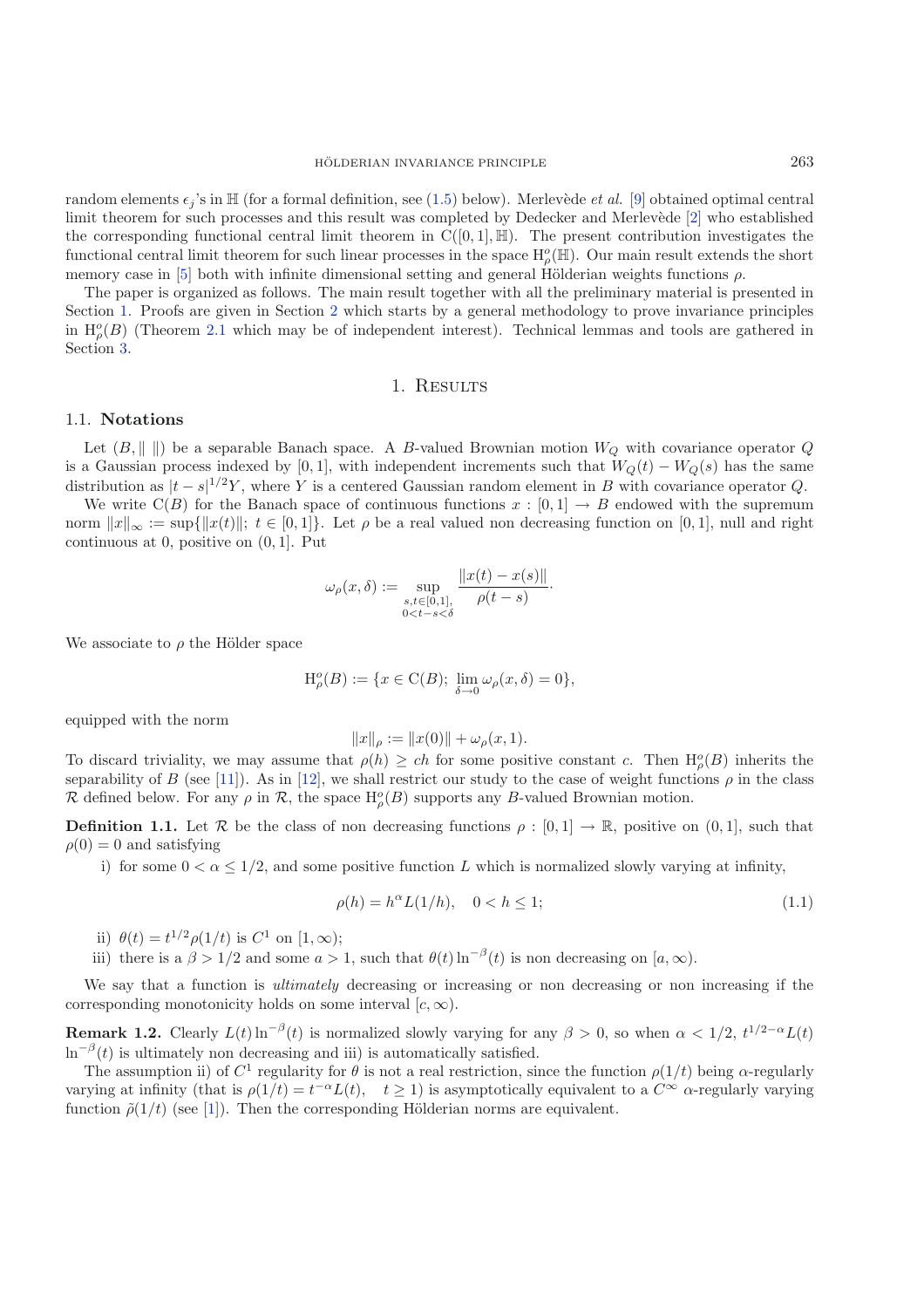random elements $\epsilon_j$'s in $\mathbb{H}$ (for a formal definition, see (1.5) below). Merlevède *et al.* [9] obtained optimal central limit theorem for such processes and this result was completed by Dedecker and Merlevède [2] who established the corresponding functional central limit theorem in $\mathrm{C}([0,1],\mathbb{H})$. The present contribution investigates the functional central limit theorem for such linear processes in the space $\mathrm{H}_\rho^o(\mathbb{H})$. Our main result extends the short memory case in [5] both with infinite dimensional setting and general Hölderian weights functions $\rho$.

The paper is organized as follows. The main result together with all the preliminary material is presented in Section 1. Proofs are given in Section 2 which starts by a general methodology to prove invariance principles in $\mathrm{H}_\rho^o(B)$ (Theorem 2.1 which may be of independent interest). Technical lemmas and tools are gathered in Section 3.

# 1. Results

## 1.1. Notations

Let $(B, \|\ \|)$ be a separable Banach space. A $B$-valued Brownian motion $W_Q$ with covariance operator $Q$ is a Gaussian process indexed by $[0,1]$, with independent increments such that $W_Q(t) - W_Q(s)$ has the same distribution as $|t-s|^{1/2}Y$, where $Y$ is a centered Gaussian random element in $B$ with covariance operator $Q$.

We write $\mathrm{C}(B)$ for the Banach space of continuous functions $x : [0,1] \to B$ endowed with the supremum norm $\|x\|_\infty := \sup\{\|x(t)\|;\ t \in [0,1]\}$. Let $\rho$ be a real valued non decreasing function on $[0,1]$, null and right continuous at 0, positive on $(0,1]$. Put

$$\omega_\rho(x,\delta) := \sup_{\substack{s,t\in[0,1],\\ 0<t-s<\delta}} \frac{\|x(t)-x(s)\|}{\rho(t-s)}.$$

We associate to $\rho$ the Hölder space

$$\mathrm{H}_\rho^o(B) := \{x \in \mathrm{C}(B);\ \lim_{\delta\to 0} \omega_\rho(x,\delta) = 0\},$$

equipped with the norm

$$\|x\|_\rho := \|x(0)\| + \omega_\rho(x,1).$$

To discard triviality, we may assume that $\rho(h) \ge ch$ for some positive constant $c$. Then $\mathrm{H}_\rho^o(B)$ inherits the separability of $B$ (see [11]). As in [12], we shall restrict our study to the case of weight functions $\rho$ in the class $\mathcal{R}$ defined below. For any $\rho$ in $\mathcal{R}$, the space $\mathrm{H}_\rho^o(B)$ supports any $B$-valued Brownian motion.

**Definition 1.1.** Let $\mathcal{R}$ be the class of non decreasing functions $\rho : [0,1] \to \mathbb{R}$, positive on $(0,1]$, such that $\rho(0) = 0$ and satisfying

i) for some $0 < \alpha \le 1/2$, and some positive function $L$ which is normalized slowly varying at infinity,

$$\rho(h) = h^\alpha L(1/h), \quad 0 < h \le 1; \tag{1.1}$$

ii) $\theta(t) = t^{1/2}\rho(1/t)$ is $C^1$ on $[1,\infty)$;

iii) there is a $\beta > 1/2$ and some $a > 1$, such that $\theta(t)\ln^{-\beta}(t)$ is non decreasing on $[a,\infty)$.

We say that a function is *ultimately* decreasing or increasing or non decreasing or non increasing if the corresponding monotonicity holds on some interval $[c,\infty)$.

**Remark 1.2.** Clearly $L(t)\ln^{-\beta}(t)$ is normalized slowly varying for any $\beta > 0$, so when $\alpha < 1/2$, $t^{1/2-\alpha}L(t)$ $\ln^{-\beta}(t)$ is ultimately non decreasing and iii) is automatically satisfied.

The assumption ii) of $C^1$ regularity for $\theta$ is not a real restriction, since the function $\rho(1/t)$ being $\alpha$-regularly varying at infinity (that is $\rho(1/t) = t^{-\alpha}L(t),\quad t \ge 1$) is asymptotically equivalent to a $C^\infty$ $\alpha$-regularly varying function $\tilde\rho(1/t)$ (see [1]). Then the corresponding Hölderian norms are equivalent.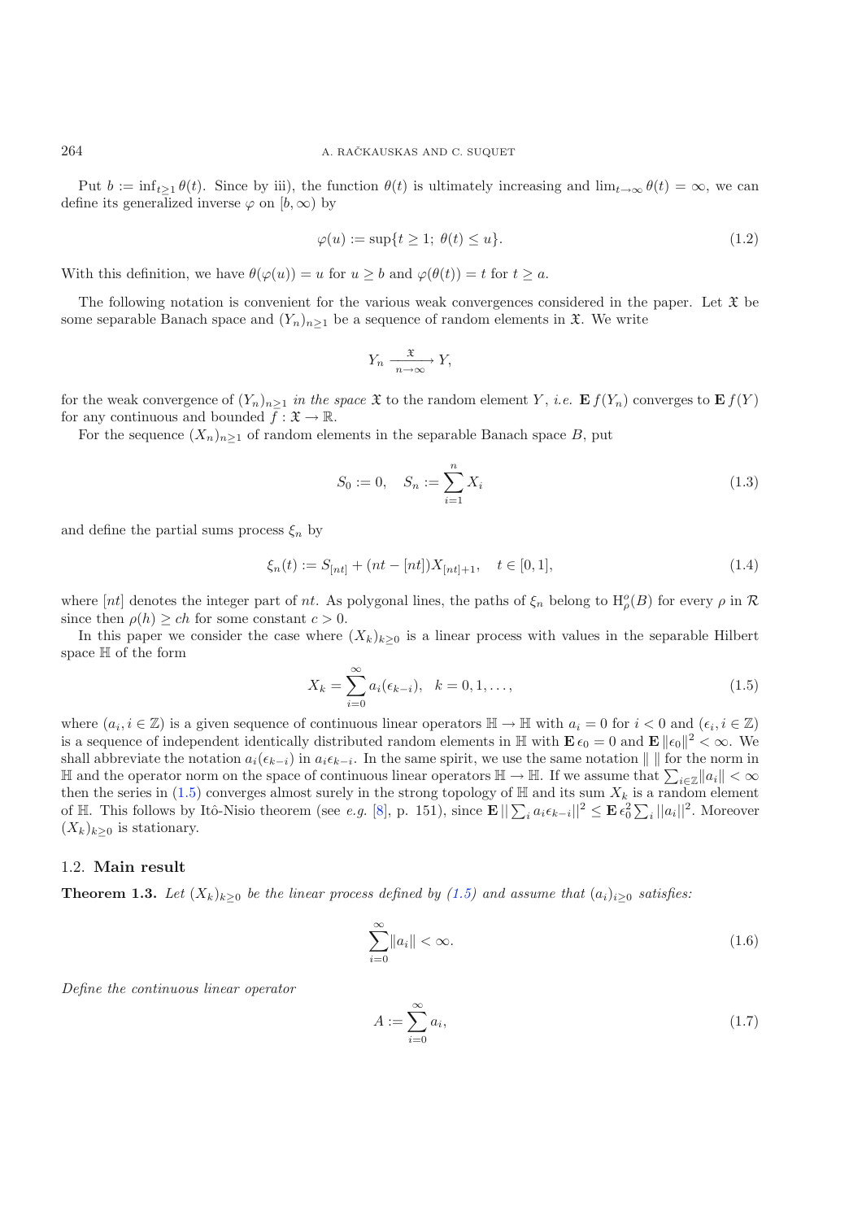Put $b := \inf_{t\geq 1} \theta(t)$. Since by iii), the function $\theta(t)$ is ultimately increasing and $\lim_{t\to\infty} \theta(t) = \infty$, we can define its generalized inverse $\varphi$ on $[b, \infty)$ by

$$\varphi(u) := \sup\{t \geq 1;\ \theta(t) \leq u\}. \tag{1.2}$$

With this definition, we have $\theta(\varphi(u)) = u$ for $u \geq b$ and $\varphi(\theta(t)) = t$ for $t \geq a$.

The following notation is convenient for the various weak convergences considered in the paper. Let $\mathfrak{X}$ be some separable Banach space and $(Y_n)_{n\geq 1}$ be a sequence of random elements in $\mathfrak{X}$. We write

$$Y_n \xrightarrow[n\to\infty]{\mathfrak{X}} Y,$$

for the weak convergence of $(Y_n)_{n\geq 1}$ *in the space* $\mathfrak{X}$ to the random element $Y$, *i.e.* $\mathbf{E}\, f(Y_n)$ converges to $\mathbf{E}\, f(Y)$ for any continuous and bounded $f : \mathfrak{X} \to \mathbb{R}$.

For the sequence $(X_n)_{n\geq 1}$ of random elements in the separable Banach space $B$, put

$$S_0 := 0, \quad S_n := \sum_{i=1}^{n} X_i \tag{1.3}$$

and define the partial sums process $\xi_n$ by

$$\xi_n(t) := S_{[nt]} + (nt - [nt])X_{[nt]+1}, \quad t \in [0, 1], \tag{1.4}$$

where $[nt]$ denotes the integer part of $nt$. As polygonal lines, the paths of $\xi_n$ belong to $\mathrm{H}^o_\rho(B)$ for every $\rho$ in $\mathcal{R}$ since then $\rho(h) \geq ch$ for some constant $c > 0$.

In this paper we consider the case where $(X_k)_{k\geq 0}$ is a linear process with values in the separable Hilbert space $\mathbb{H}$ of the form

$$X_k = \sum_{i=0}^{\infty} a_i(\epsilon_{k-i}), \quad k = 0, 1, \ldots, \tag{1.5}$$

where $(a_i, i \in \mathbb{Z})$ is a given sequence of continuous linear operators $\mathbb{H} \to \mathbb{H}$ with $a_i = 0$ for $i < 0$ and $(\epsilon_i, i \in \mathbb{Z})$ is a sequence of independent identically distributed random elements in $\mathbb{H}$ with $\mathbf{E}\, \epsilon_0 = 0$ and $\mathbf{E}\, \|\epsilon_0\|^2 < \infty$. We shall abbreviate the notation $a_i(\epsilon_{k-i})$ in $a_i\epsilon_{k-i}$. In the same spirit, we use the same notation $\|\ \|$ for the norm in $\mathbb{H}$ and the operator norm on the space of continuous linear operators $\mathbb{H} \to \mathbb{H}$. If we assume that $\sum_{i\in\mathbb{Z}} \|a_i\| < \infty$ then the series in (1.5) converges almost surely in the strong topology of $\mathbb{H}$ and its sum $X_k$ is a random element of $\mathbb{H}$. This follows by Itô-Nisio theorem (see *e.g.* [8], p. 151), since $\mathbf{E}\, \|\sum_i a_i\epsilon_{k-i}\|^2 \leq \mathbf{E}\, \epsilon_0^2 \sum_i \|a_i\|^2$. Moreover $(X_k)_{k\geq 0}$ is stationary.

### 1.2. Main result

**Theorem 1.3.** *Let $(X_k)_{k\geq 0}$ be the linear process defined by (1.5) and assume that $(a_i)_{i\geq 0}$ satisfies:*

$$\sum_{i=0}^{\infty} \|a_i\| < \infty. \tag{1.6}$$

*Define the continuous linear operator*

$$A := \sum_{i=0}^{\infty} a_i, \tag{1.7}$$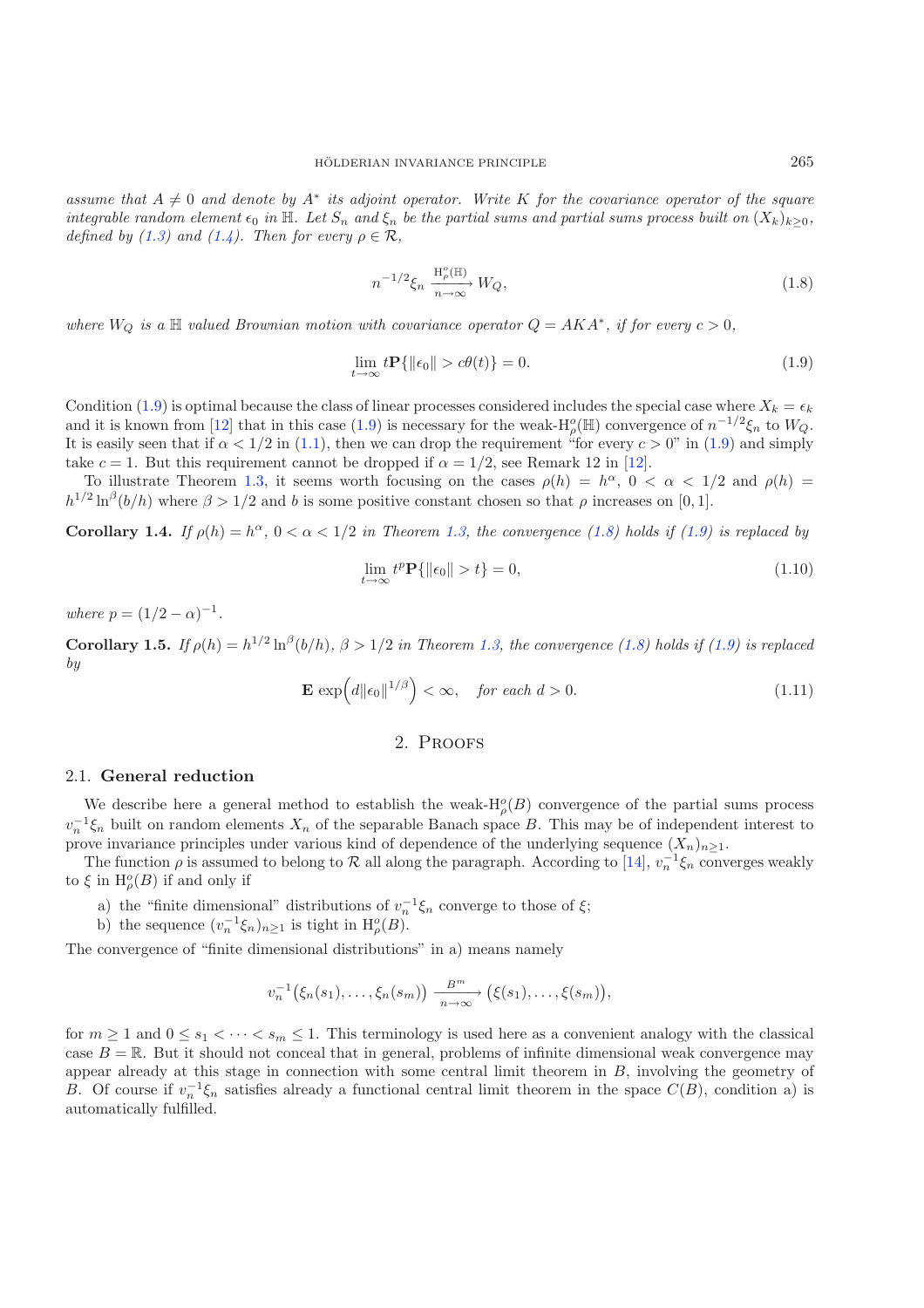*assume that $A \neq 0$ and denote by $A^*$ its adjoint operator. Write $K$ for the covariance operator of the square integrable random element $\epsilon_0$ in $\mathbb{H}$. Let $S_n$ and $\xi_n$ be the partial sums and partial sums process built on $(X_k)_{k\geq 0}$, defined by (1.3) and (1.4). Then for every $\rho \in \mathcal{R}$,*

$$n^{-1/2}\xi_n \xrightarrow[n\to\infty]{\mathrm{H}^o_\rho(\mathbb{H})} W_Q, \tag{1.8}$$

*where $W_Q$ is a $\mathbb{H}$ valued Brownian motion with covariance operator $Q = AKA^*$, if for every $c > 0$,*

$$\lim_{t\to\infty} t\mathbf{P}\{\|\epsilon_0\| > c\theta(t)\} = 0. \tag{1.9}$$

Condition (1.9) is optimal because the class of linear processes considered includes the special case where $X_k = \epsilon_k$ and it is known from [12] that in this case (1.9) is necessary for the weak-$\mathrm{H}^o_\rho(\mathbb{H})$ convergence of $n^{-1/2}\xi_n$ to $W_Q$. It is easily seen that if $\alpha < 1/2$ in (1.1), then we can drop the requirement "for every $c > 0$" in (1.9) and simply take $c = 1$. But this requirement cannot be dropped if $\alpha = 1/2$, see Remark 12 in [12].

To illustrate Theorem 1.3, it seems worth focusing on the cases $\rho(h) = h^\alpha$, $0 < \alpha < 1/2$ and $\rho(h) = h^{1/2}\ln^\beta(b/h)$ where $\beta > 1/2$ and $b$ is some positive constant chosen so that $\rho$ increases on $[0, 1]$.

**Corollary 1.4.** *If $\rho(h) = h^\alpha$, $0 < \alpha < 1/2$ in Theorem 1.3, the convergence (1.8) holds if (1.9) is replaced by*

$$\lim_{t\to\infty} t^p\mathbf{P}\{\|\epsilon_0\| > t\} = 0, \tag{1.10}$$

*where $p = (1/2 - \alpha)^{-1}$.*

**Corollary 1.5.** *If $\rho(h) = h^{1/2}\ln^\beta(b/h)$, $\beta > 1/2$ in Theorem 1.3, the convergence (1.8) holds if (1.9) is replaced by*

$$\mathbf{E}\exp\Bigl(d\|\epsilon_0\|^{1/\beta}\Bigr) < \infty, \quad \text{for each } d > 0. \tag{1.11}$$

## 2. Proofs

### 2.1. General reduction

We describe here a general method to establish the weak-$\mathrm{H}^o_\rho(B)$ convergence of the partial sums process $v_n^{-1}\xi_n$ built on random elements $X_n$ of the separable Banach space $B$. This may be of independent interest to prove invariance principles under various kind of dependence of the underlying sequence $(X_n)_{n\geq 1}$.

The function $\rho$ is assumed to belong to $\mathcal{R}$ all along the paragraph. According to [14], $v_n^{-1}\xi_n$ converges weakly to $\xi$ in $\mathrm{H}^o_\rho(B)$ if and only if

a) the "finite dimensional" distributions of $v_n^{-1}\xi_n$ converge to those of $\xi$;
b) the sequence $(v_n^{-1}\xi_n)_{n\geq 1}$ is tight in $\mathrm{H}^o_\rho(B)$.

The convergence of "finite dimensional distributions" in a) means namely

$$v_n^{-1}\bigl(\xi_n(s_1), \dots, \xi_n(s_m)\bigr) \xrightarrow[n\to\infty]{B^m} \bigl(\xi(s_1), \dots, \xi(s_m)\bigr),$$

for $m \geq 1$ and $0 \leq s_1 < \dots < s_m \leq 1$. This terminology is used here as a convenient analogy with the classical case $B = \mathbb{R}$. But it should not conceal that in general, problems of infinite dimensional weak convergence may appear already at this stage in connection with some central limit theorem in $B$, involving the geometry of $B$. Of course if $v_n^{-1}\xi_n$ satisfies already a functional central limit theorem in the space $C(B)$, condition a) is automatically fulfilled.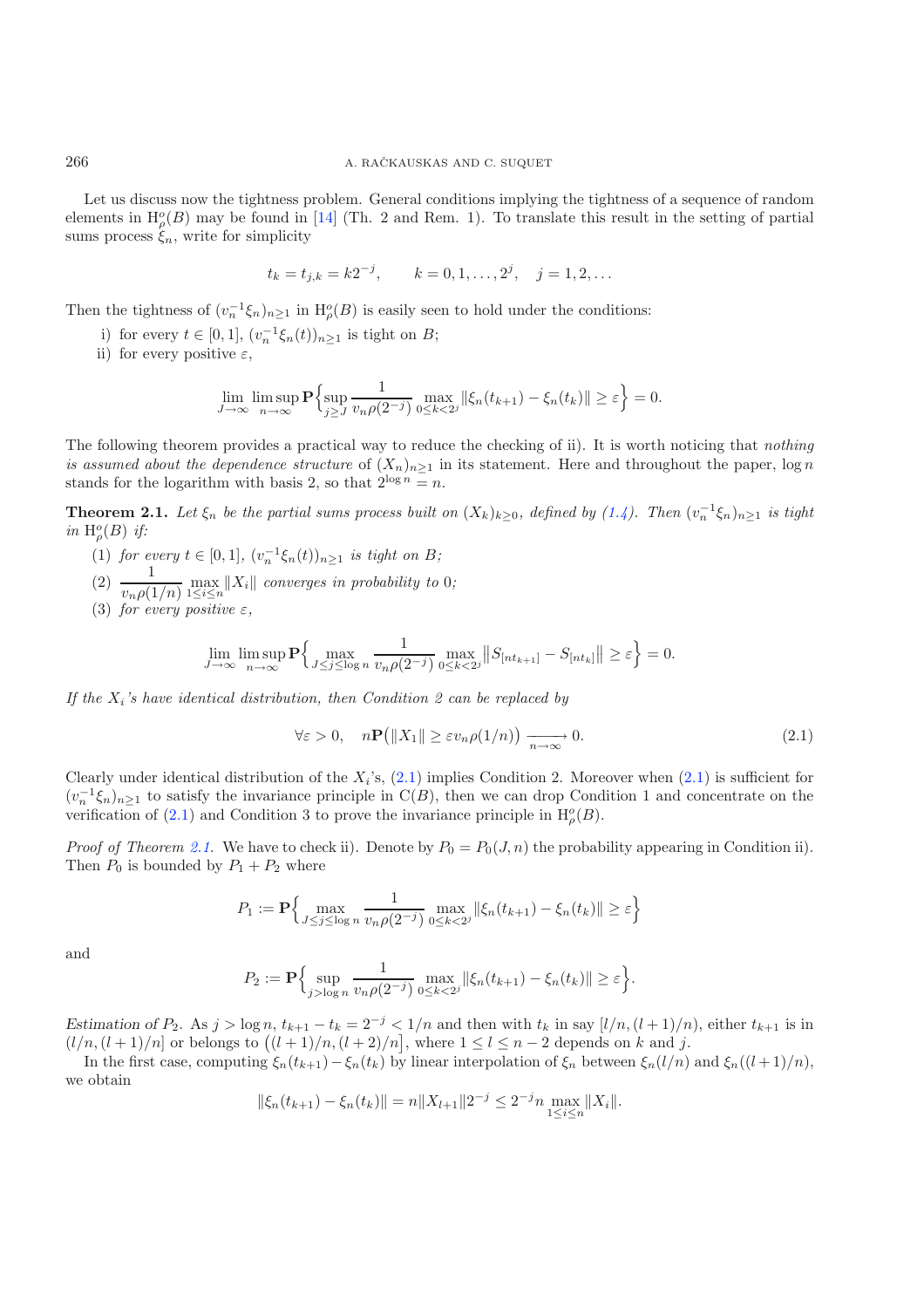Let us discuss now the tightness problem. General conditions implying the tightness of a sequence of random elements in $\mathrm{H}_\rho^o(B)$ may be found in [14] (Th. 2 and Rem. 1). To translate this result in the setting of partial sums process $\xi_n$, write for simplicity

$$t_k = t_{j,k} = k2^{-j}, \qquad k = 0, 1, \dots, 2^j, \quad j = 1, 2, \dots$$

Then the tightness of $(v_n^{-1}\xi_n)_{n\geq 1}$ in $\mathrm{H}_\rho^o(B)$ is easily seen to hold under the conditions:

i) for every $t \in [0,1]$, $(v_n^{-1}\xi_n(t))_{n\geq 1}$ is tight on $B$;

ii) for every positive $\varepsilon$,

$$\lim_{J\to\infty} \limsup_{n\to\infty} \mathbf{P}\Big\{ \sup_{j\geq J} \frac{1}{v_n \rho(2^{-j})} \max_{0\leq k<2^j} \|\xi_n(t_{k+1}) - \xi_n(t_k)\| \geq \varepsilon \Big\} = 0.$$

The following theorem provides a practical way to reduce the checking of ii). It is worth noticing that *nothing is assumed about the dependence structure* of $(X_n)_{n\geq 1}$ in its statement. Here and throughout the paper, $\log n$ stands for the logarithm with basis 2, so that $2^{\log n} = n$.

**Theorem 2.1.** *Let $\xi_n$ be the partial sums process built on $(X_k)_{k\geq 0}$, defined by (1.4). Then $(v_n^{-1}\xi_n)_{n\geq 1}$ is tight in $\mathrm{H}_\rho^o(B)$ if:*

(1) *for every $t \in [0,1]$, $(v_n^{-1}\xi_n(t))_{n\geq 1}$ is tight on $B$;*

(2) $\dfrac{1}{v_n \rho(1/n)} \max\limits_{1\leq i\leq n} \|X_i\|$ *converges in probability to 0;*

(3) *for every positive $\varepsilon$,*

$$\lim_{J\to\infty} \limsup_{n\to\infty} \mathbf{P}\Big\{ \max_{J\leq j\leq \log n} \frac{1}{v_n \rho(2^{-j})} \max_{0\leq k<2^j} \big\| S_{[nt_{k+1}]} - S_{[nt_k]} \big\| \geq \varepsilon \Big\} = 0.$$

*If the $X_i$'s have identical distribution, then Condition 2 can be replaced by*

$$\forall \varepsilon > 0, \quad n\mathbf{P}\big(\|X_1\| \geq \varepsilon v_n \rho(1/n)\big) \xrightarrow[n\to\infty]{} 0. \tag{2.1}$$

Clearly under identical distribution of the $X_i$'s, (2.1) implies Condition 2. Moreover when (2.1) is sufficient for $(v_n^{-1}\xi_n)_{n\geq 1}$ to satisfy the invariance principle in $\mathrm{C}(B)$, then we can drop Condition 1 and concentrate on the verification of (2.1) and Condition 3 to prove the invariance principle in $\mathrm{H}_\rho^o(B)$.

*Proof of Theorem 2.1.* We have to check ii). Denote by $P_0 = P_0(J, n)$ the probability appearing in Condition ii). Then $P_0$ is bounded by $P_1 + P_2$ where

$$P_1 := \mathbf{P}\Big\{ \max_{J\leq j\leq \log n} \frac{1}{v_n \rho(2^{-j})} \max_{0\leq k<2^j} \|\xi_n(t_{k+1}) - \xi_n(t_k)\| \geq \varepsilon \Big\}$$

and

$$P_2 := \mathbf{P}\Big\{ \sup_{j>\log n} \frac{1}{v_n \rho(2^{-j})} \max_{0\leq k<2^j} \|\xi_n(t_{k+1}) - \xi_n(t_k)\| \geq \varepsilon \Big\}.$$

*Estimation of $P_2$.* As $j > \log n$, $t_{k+1} - t_k = 2^{-j} < 1/n$ and then with $t_k$ in say $[l/n, (l+1)/n)$, either $t_{k+1}$ is in $(l/n, (l+1)/n]$ or belongs to $\big((l+1)/n, (l+2)/n\big]$, where $1 \leq l \leq n-2$ depends on $k$ and $j$.

In the first case, computing $\xi_n(t_{k+1}) - \xi_n(t_k)$ by linear interpolation of $\xi_n$ between $\xi_n(l/n)$ and $\xi_n((l+1)/n)$, we obtain

$$\|\xi_n(t_{k+1}) - \xi_n(t_k)\| = n\|X_{l+1}\| 2^{-j} \leq 2^{-j} n \max_{1\leq i\leq n} \|X_i\|.$$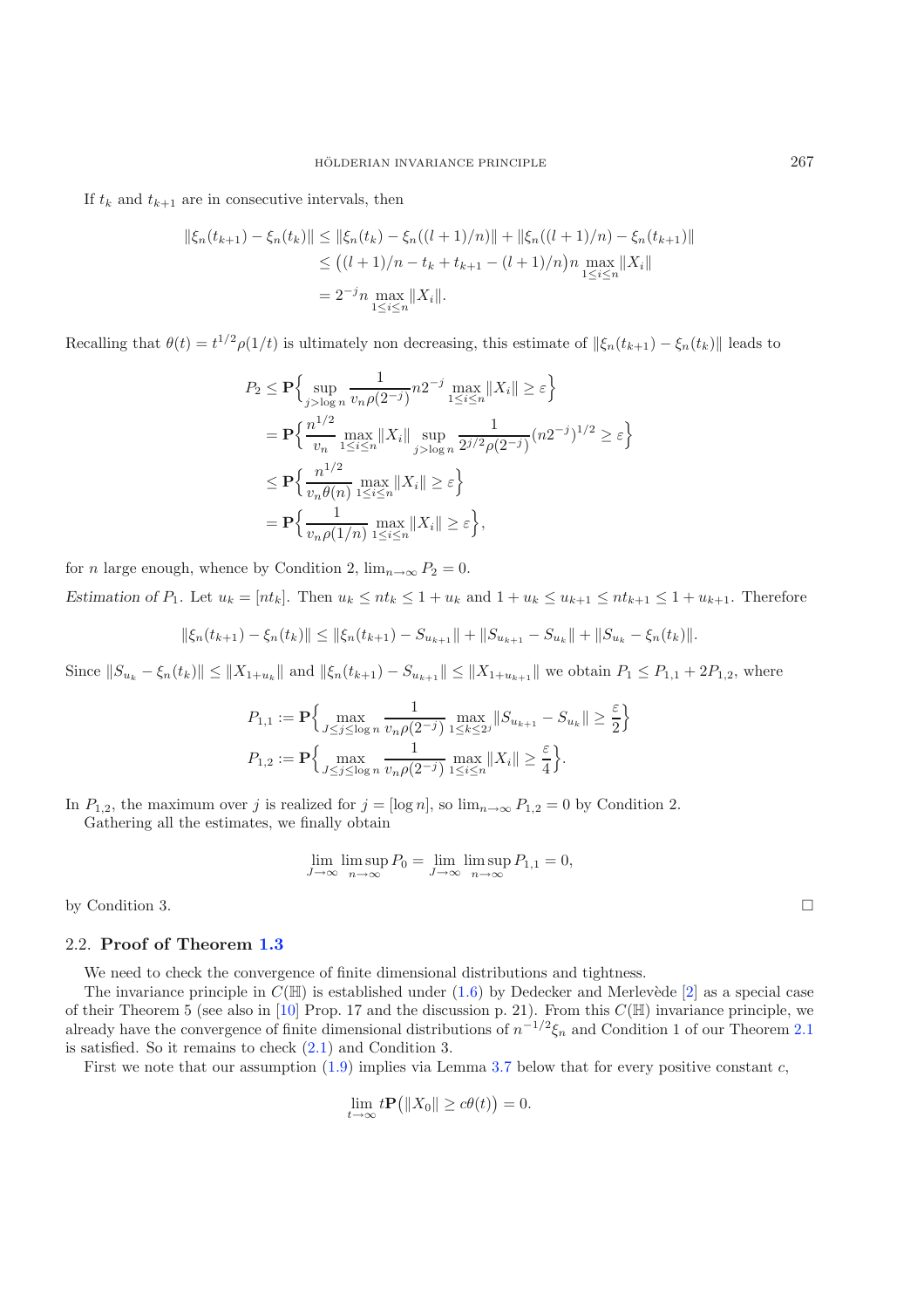If $t_k$ and $t_{k+1}$ are in consecutive intervals, then

$$
\begin{aligned}
\|\xi_n(t_{k+1}) - \xi_n(t_k)\| &\le \|\xi_n(t_k) - \xi_n((l+1)/n)\| + \|\xi_n((l+1)/n) - \xi_n(t_{k+1})\| \\
&\le \big((l+1)/n - t_k + t_{k+1} - (l+1)/n\big) n \max_{1\le i\le n} \|X_i\| \\
&= 2^{-j} n \max_{1\le i\le n} \|X_i\|.
\end{aligned}
$$

Recalling that $\theta(t) = t^{1/2}\rho(1/t)$ is ultimately non decreasing, this estimate of $\|\xi_n(t_{k+1}) - \xi_n(t_k)\|$ leads to

$$
\begin{aligned}
P_2 &\le \mathbf{P}\Big\{ \sup_{j>\log n} \frac{1}{v_n \rho(2^{-j})} n 2^{-j} \max_{1\le i\le n} \|X_i\| \ge \varepsilon \Big\} \\
&= \mathbf{P}\Big\{ \frac{n^{1/2}}{v_n} \max_{1\le i\le n} \|X_i\| \sup_{j>\log n} \frac{1}{2^{j/2}\rho(2^{-j})} (n 2^{-j})^{1/2} \ge \varepsilon \Big\} \\
&\le \mathbf{P}\Big\{ \frac{n^{1/2}}{v_n \theta(n)} \max_{1\le i\le n} \|X_i\| \ge \varepsilon \Big\} \\
&= \mathbf{P}\Big\{ \frac{1}{v_n \rho(1/n)} \max_{1\le i\le n} \|X_i\| \ge \varepsilon \Big\},
\end{aligned}
$$

for $n$ large enough, whence by Condition 2, $\lim_{n\to\infty} P_2 = 0$.

*Estimation of* $P_1$. Let $u_k = [nt_k]$. Then $u_k \le nt_k \le 1 + u_k$ and $1 + u_k \le u_{k+1} \le nt_{k+1} \le 1 + u_{k+1}$. Therefore

$$
\|\xi_n(t_{k+1}) - \xi_n(t_k)\| \le \|\xi_n(t_{k+1}) - S_{u_{k+1}}\| + \|S_{u_{k+1}} - S_{u_k}\| + \|S_{u_k} - \xi_n(t_k)\|.
$$

Since $\|S_{u_k} - \xi_n(t_k)\| \le \|X_{1+u_k}\|$ and $\|\xi_n(t_{k+1}) - S_{u_{k+1}}\| \le \|X_{1+u_{k+1}}\|$ we obtain $P_1 \le P_{1,1} + 2P_{1,2}$, where

$$
\begin{aligned}
P_{1,1} &:= \mathbf{P}\Big\{ \max_{J\le j\le \log n} \frac{1}{v_n \rho(2^{-j})} \max_{1\le k\le 2^j} \|S_{u_{k+1}} - S_{u_k}\| \ge \frac{\varepsilon}{2} \Big\} \\
P_{1,2} &:= \mathbf{P}\Big\{ \max_{J\le j\le \log n} \frac{1}{v_n \rho(2^{-j})} \max_{1\le i\le n} \|X_i\| \ge \frac{\varepsilon}{4} \Big\}.
\end{aligned}
$$

In $P_{1,2}$, the maximum over $j$ is realized for $j = [\log n]$, so $\lim_{n\to\infty} P_{1,2} = 0$ by Condition 2.

Gathering all the estimates, we finally obtain

$$
\lim_{J\to\infty} \limsup_{n\to\infty} P_0 = \lim_{J\to\infty} \limsup_{n\to\infty} P_{1,1} = 0,
$$

by Condition 3. □

### 2.2. **Proof of Theorem 1.3**

We need to check the convergence of finite dimensional distributions and tightness.

The invariance principle in $C(\mathbb{H})$ is established under (1.6) by Dedecker and Merlevède [2] as a special case of their Theorem 5 (see also in [10] Prop. 17 and the discussion p. 21). From this $C(\mathbb{H})$ invariance principle, we already have the convergence of finite dimensional distributions of $n^{-1/2}\xi_n$ and Condition 1 of our Theorem 2.1 is satisfied. So it remains to check (2.1) and Condition 3.

First we note that our assumption (1.9) implies via Lemma 3.7 below that for every positive constant $c$,

$$
\lim_{t\to\infty} t\mathbf{P}\big(\|X_0\| \ge c\theta(t)\big) = 0.
$$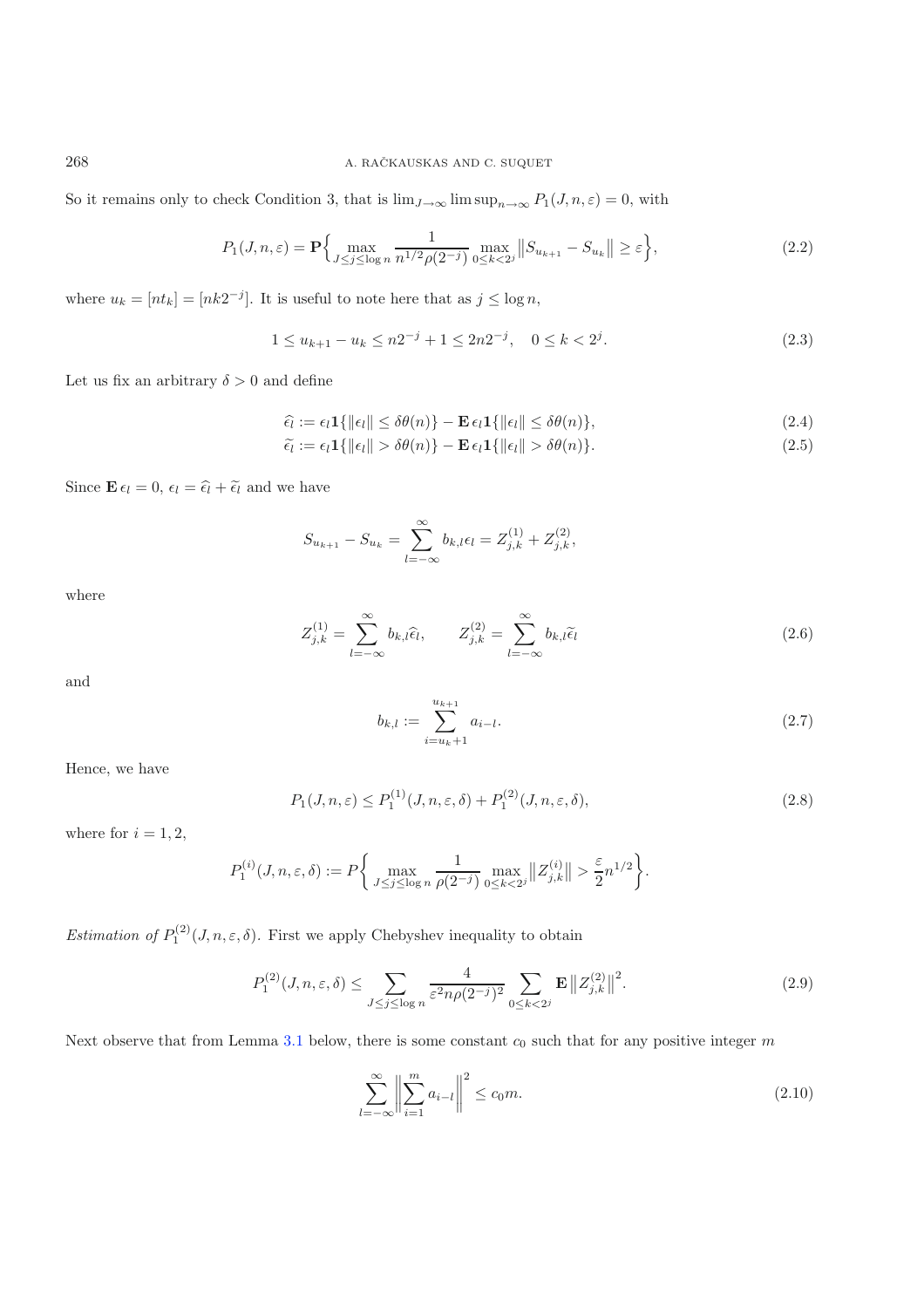So it remains only to check Condition 3, that is $\lim_{J\to\infty} \limsup_{n\to\infty} P_1(J,n,\varepsilon) = 0$, with

$$P_1(J,n,\varepsilon) = \mathbf{P}\Big\{ \max_{J\le j\le \log n} \frac{1}{n^{1/2}\rho(2^{-j})} \max_{0\le k<2^j} \big\| S_{u_{k+1}} - S_{u_k} \big\| \ge \varepsilon \Big\}, \tag{2.2}$$

where $u_k = [nt_k] = [nk2^{-j}]$. It is useful to note here that as $j \le \log n$,

$$1 \le u_{k+1} - u_k \le n2^{-j} + 1 \le 2n2^{-j}, \quad 0 \le k < 2^j. \tag{2.3}$$

Let us fix an arbitrary $\delta > 0$ and define

$$\widehat{\epsilon_l} := \epsilon_l \mathbf{1}\{\|\epsilon_l\| \le \delta\theta(n)\} - \mathbf{E}\,\epsilon_l \mathbf{1}\{\|\epsilon_l\| \le \delta\theta(n)\}, \tag{2.4}$$

$$\widetilde{\epsilon_l} := \epsilon_l \mathbf{1}\{\|\epsilon_l\| > \delta\theta(n)\} - \mathbf{E}\,\epsilon_l \mathbf{1}\{\|\epsilon_l\| > \delta\theta(n)\}. \tag{2.5}$$

Since $\mathbf{E}\,\epsilon_l = 0$, $\epsilon_l = \widehat{\epsilon_l} + \widetilde{\epsilon_l}$ and we have

$$S_{u_{k+1}} - S_{u_k} = \sum_{l=-\infty}^{\infty} b_{k,l}\epsilon_l = Z_{j,k}^{(1)} + Z_{j,k}^{(2)},$$

where

$$Z_{j,k}^{(1)} = \sum_{l=-\infty}^{\infty} b_{k,l}\widehat{\epsilon_l}, \qquad Z_{j,k}^{(2)} = \sum_{l=-\infty}^{\infty} b_{k,l}\widetilde{\epsilon_l} \tag{2.6}$$

and

$$b_{k,l} := \sum_{i=u_k+1}^{u_{k+1}} a_{i-l}. \tag{2.7}$$

Hence, we have

$$P_1(J,n,\varepsilon) \le P_1^{(1)}(J,n,\varepsilon,\delta) + P_1^{(2)}(J,n,\varepsilon,\delta), \tag{2.8}$$

where for $i = 1, 2$,

$$P_1^{(i)}(J,n,\varepsilon,\delta) := P\Big\{ \max_{J\le j\le \log n} \frac{1}{\rho(2^{-j})} \max_{0\le k<2^j} \big\| Z_{j,k}^{(i)} \big\| > \frac{\varepsilon}{2} n^{1/2} \Big\}.$$

*Estimation of* $P_1^{(2)}(J,n,\varepsilon,\delta)$. First we apply Chebyshev inequality to obtain

$$P_1^{(2)}(J,n,\varepsilon,\delta) \le \sum_{J\le j\le \log n} \frac{4}{\varepsilon^2 n\rho(2^{-j})^2} \sum_{0\le k<2^j} \mathbf{E}\, \big\| Z_{j,k}^{(2)} \big\|^2. \tag{2.9}$$

Next observe that from Lemma 3.1 below, there is some constant $c_0$ such that for any positive integer $m$

$$\sum_{l=-\infty}^{\infty} \Big\| \sum_{i=1}^{m} a_{i-l} \Big\|^2 \le c_0 m. \tag{2.10}$$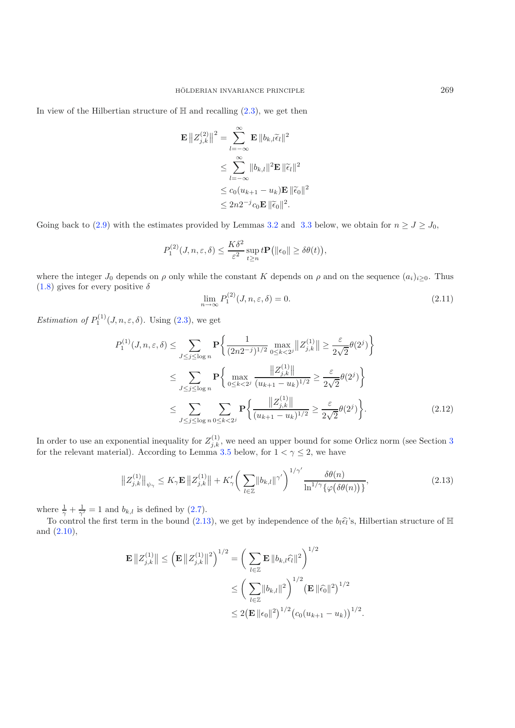In view of the Hilbertian structure of $\mathbb{H}$ and recalling (2.3), we get then

$$
\begin{aligned}
\mathbf{E}\left\|Z_{j,k}^{(2)}\right\|^2 &= \sum_{l=-\infty}^{\infty} \mathbf{E}\,\|b_{k,l}\widetilde{\epsilon}_l\|^2 \\
&\leq \sum_{l=-\infty}^{\infty} \|b_{k,l}\|^2 \mathbf{E}\,\|\widetilde{\epsilon}_l\|^2 \\
&\leq c_0(u_{k+1}-u_k)\mathbf{E}\,\|\widetilde{\epsilon}_0\|^2 \\
&\leq 2n2^{-j}c_0\mathbf{E}\,\|\widetilde{\epsilon}_0\|^2.
\end{aligned}
$$

Going back to (2.9) with the estimates provided by Lemmas 3.2 and 3.3 below, we obtain for $n \geq J \geq J_0$,

$$
P_1^{(2)}(J,n,\varepsilon,\delta) \leq \frac{K\delta^2}{\varepsilon^2}\sup_{t\geq n} t\mathbf{P}\big(\|\epsilon_0\| \geq \delta\theta(t)\big),
$$

where the integer $J_0$ depends on $\rho$ only while the constant $K$ depends on $\rho$ and on the sequence $(a_i)_{i\geq 0}$. Thus (1.8) gives for every positive $\delta$

$$
\lim_{n\to\infty} P_1^{(2)}(J,n,\varepsilon,\delta) = 0. \tag{2.11}
$$

*Estimation of* $P_1^{(1)}(J,n,\varepsilon,\delta)$. Using (2.3), we get

$$
\begin{aligned}
P_1^{(1)}(J,n,\varepsilon,\delta) &\leq \sum_{J\leq j\leq \log n} \mathbf{P}\bigg\{\frac{1}{(2n2^{-j})^{1/2}}\max_{0\leq k<2^j}\left\|Z_{j,k}^{(1)}\right\| \geq \frac{\varepsilon}{2\sqrt{2}}\theta(2^j)\bigg\} \\
&\leq \sum_{J\leq j\leq \log n} \mathbf{P}\bigg\{\max_{0\leq k<2^j}\frac{\left\|Z_{j,k}^{(1)}\right\|}{(u_{k+1}-u_k)^{1/2}} \geq \frac{\varepsilon}{2\sqrt{2}}\theta(2^j)\bigg\} \\
&\leq \sum_{J\leq j\leq \log n}\sum_{0\leq k<2^j} \mathbf{P}\bigg\{\frac{\left\|Z_{j,k}^{(1)}\right\|}{(u_{k+1}-u_k)^{1/2}} \geq \frac{\varepsilon}{2\sqrt{2}}\theta(2^j)\bigg\}.
\end{aligned} \tag{2.12}
$$

In order to use an exponential inequality for $Z_{j,k}^{(1)}$, we need an upper bound for some Orlicz norm (see Section 3 for the relevant material). According to Lemma 3.5 below, for $1 < \gamma \leq 2$, we have

$$
\left\|Z_{j,k}^{(1)}\right\|_{\psi_\gamma} \leq K_\gamma \mathbf{E}\left\|Z_{j,k}^{(1)}\right\| + K'_\gamma\bigg(\sum_{l\in\mathbb{Z}}\|b_{k,l}\|^{\gamma'}\bigg)^{1/\gamma'}\frac{\delta\theta(n)}{\ln^{1/\gamma}\{\varphi\big(\delta\theta(n)\big)\}}, \tag{2.13}
$$

where $\frac{1}{\gamma}+\frac{1}{\gamma'}=1$ and $b_{k,l}$ is defined by (2.7).

To control the first term in the bound (2.13), we get by independence of the $b_l\widehat{\epsilon}_l$'s, Hilbertian structure of $\mathbb{H}$ and (2.10),

$$
\begin{aligned}
\mathbf{E}\left\|Z_{j,k}^{(1)}\right\| \leq \Big(\mathbf{E}\left\|Z_{j,k}^{(1)}\right\|^2\Big)^{1/2} &= \bigg(\sum_{l\in\mathbb{Z}}\mathbf{E}\,\|b_{k,l}\widehat{\epsilon}_l\|^2\bigg)^{1/2} \\
&\leq \bigg(\sum_{l\in\mathbb{Z}}\|b_{k,l}\|^2\bigg)^{1/2}\big(\mathbf{E}\,\|\widehat{\epsilon}_0\|^2\big)^{1/2} \\
&\leq 2\big(\mathbf{E}\,\|\epsilon_0\|^2\big)^{1/2}\big(c_0(u_{k+1}-u_k)\big)^{1/2}.
\end{aligned}
$$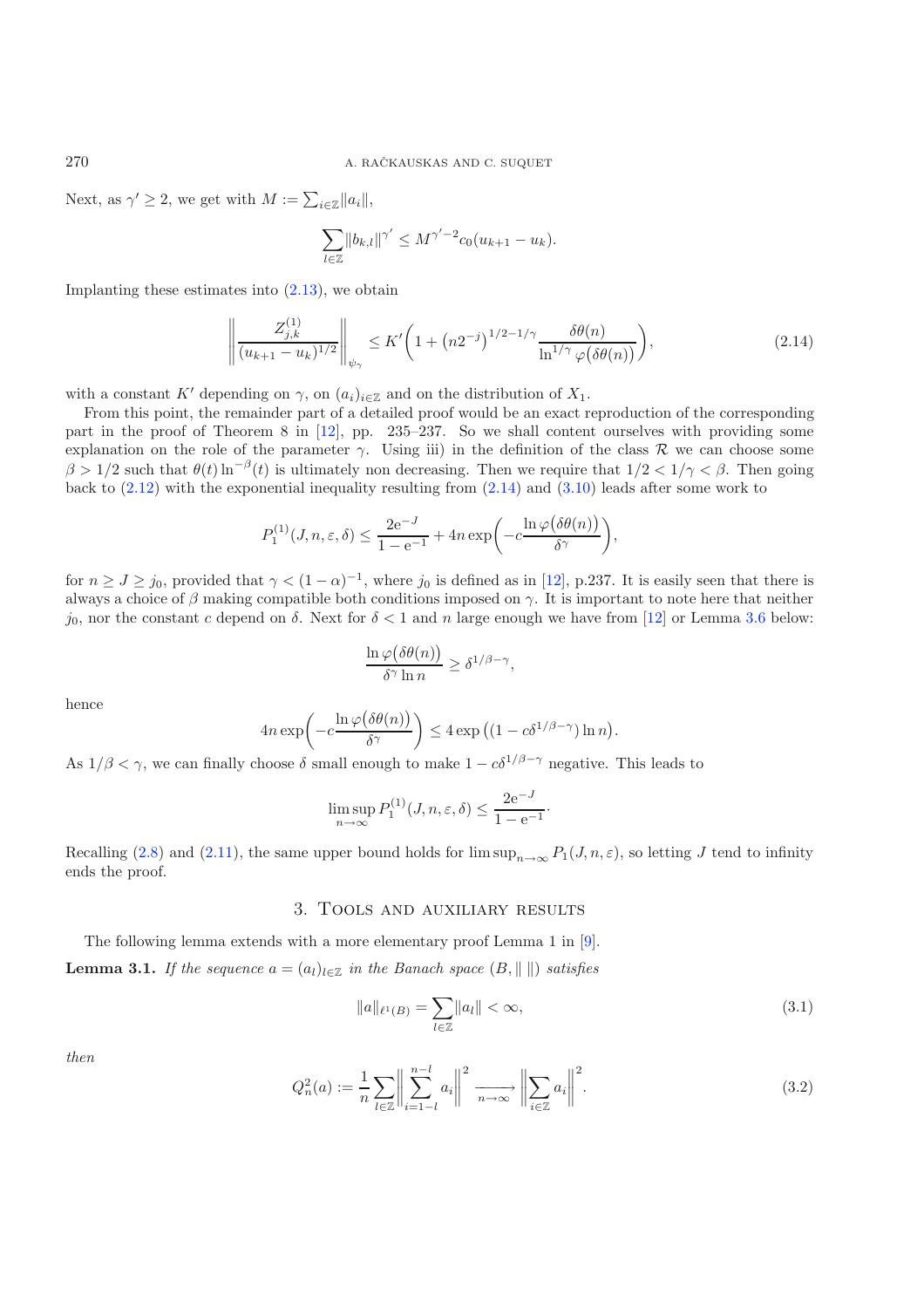Next, as $\gamma' \ge 2$, we get with $M := \sum_{i\in\mathbb{Z}} \|a_i\|$,

$$\sum_{l\in\mathbb{Z}} \|b_{k,l}\|^{\gamma'} \le M^{\gamma'-2} c_0(u_{k+1} - u_k).$$

Implanting these estimates into (2.13), we obtain

$$\left\| \frac{Z_{j,k}^{(1)}}{(u_{k+1} - u_k)^{1/2}} \right\|_{\psi_\gamma} \le K' \left( 1 + \left(n2^{-j}\right)^{1/2 - 1/\gamma} \frac{\delta\theta(n)}{\ln^{1/\gamma} \varphi\big(\delta\theta(n)\big)} \right), \tag{2.14}$$

with a constant $K'$ depending on $\gamma$, on $(a_i)_{i\in\mathbb{Z}}$ and on the distribution of $X_1$.

From this point, the remainder part of a detailed proof would be an exact reproduction of the corresponding part in the proof of Theorem 8 in [12], pp. 235–237. So we shall content ourselves with providing some explanation on the role of the parameter $\gamma$. Using iii) in the definition of the class $\mathcal{R}$ we can choose some $\beta > 1/2$ such that $\theta(t)\ln^{-\beta}(t)$ is ultimately non decreasing. Then we require that $1/2 < 1/\gamma < \beta$. Then going back to (2.12) with the exponential inequality resulting from (2.14) and (3.10) leads after some work to

$$P_1^{(1)}(J, n, \varepsilon, \delta) \le \frac{2\mathrm{e}^{-J}}{1 - \mathrm{e}^{-1}} + 4n \exp\left( -c \frac{\ln \varphi\big(\delta\theta(n)\big)}{\delta^\gamma} \right),$$

for $n \ge J \ge j_0$, provided that $\gamma < (1 - \alpha)^{-1}$, where $j_0$ is defined as in [12], p.237. It is easily seen that there is always a choice of $\beta$ making compatible both conditions imposed on $\gamma$. It is important to note here that neither $j_0$, nor the constant $c$ depend on $\delta$. Next for $\delta < 1$ and $n$ large enough we have from [12] or Lemma 3.6 below:

$$\frac{\ln \varphi\big(\delta\theta(n)\big)}{\delta^\gamma \ln n} \ge \delta^{1/\beta - \gamma},$$

hence

$$4n \exp\left( -c \frac{\ln \varphi\big(\delta\theta(n)\big)}{\delta^\gamma} \right) \le 4 \exp\left( (1 - c\delta^{1/\beta - \gamma}) \ln n \right).$$

As $1/\beta < \gamma$, we can finally choose $\delta$ small enough to make $1 - c\delta^{1/\beta-\gamma}$ negative. This leads to

$$\limsup_{n\to\infty} P_1^{(1)}(J, n, \varepsilon, \delta) \le \frac{2\mathrm{e}^{-J}}{1 - \mathrm{e}^{-1}}\cdot$$

Recalling (2.8) and (2.11), the same upper bound holds for $\limsup_{n\to\infty} P_1(J, n, \varepsilon)$, so letting $J$ tend to infinity ends the proof.

## 3. Tools and auxiliary results

The following lemma extends with a more elementary proof Lemma 1 in [9].

**Lemma 3.1.** *If the sequence $a = (a_l)_{l\in\mathbb{Z}}$ in the Banach space $(B, \|\ \|)$ satisfies*

$$\|a\|_{\ell^1(B)} = \sum_{l\in\mathbb{Z}} \|a_l\| < \infty, \tag{3.1}$$

*then*

$$Q_n^2(a) := \frac{1}{n} \sum_{l\in\mathbb{Z}} \left\| \sum_{i=1-l}^{n-l} a_i \right\|^2 \xrightarrow[n\to\infty]{} \left\| \sum_{i\in\mathbb{Z}} a_i \right\|^2. \tag{3.2}$$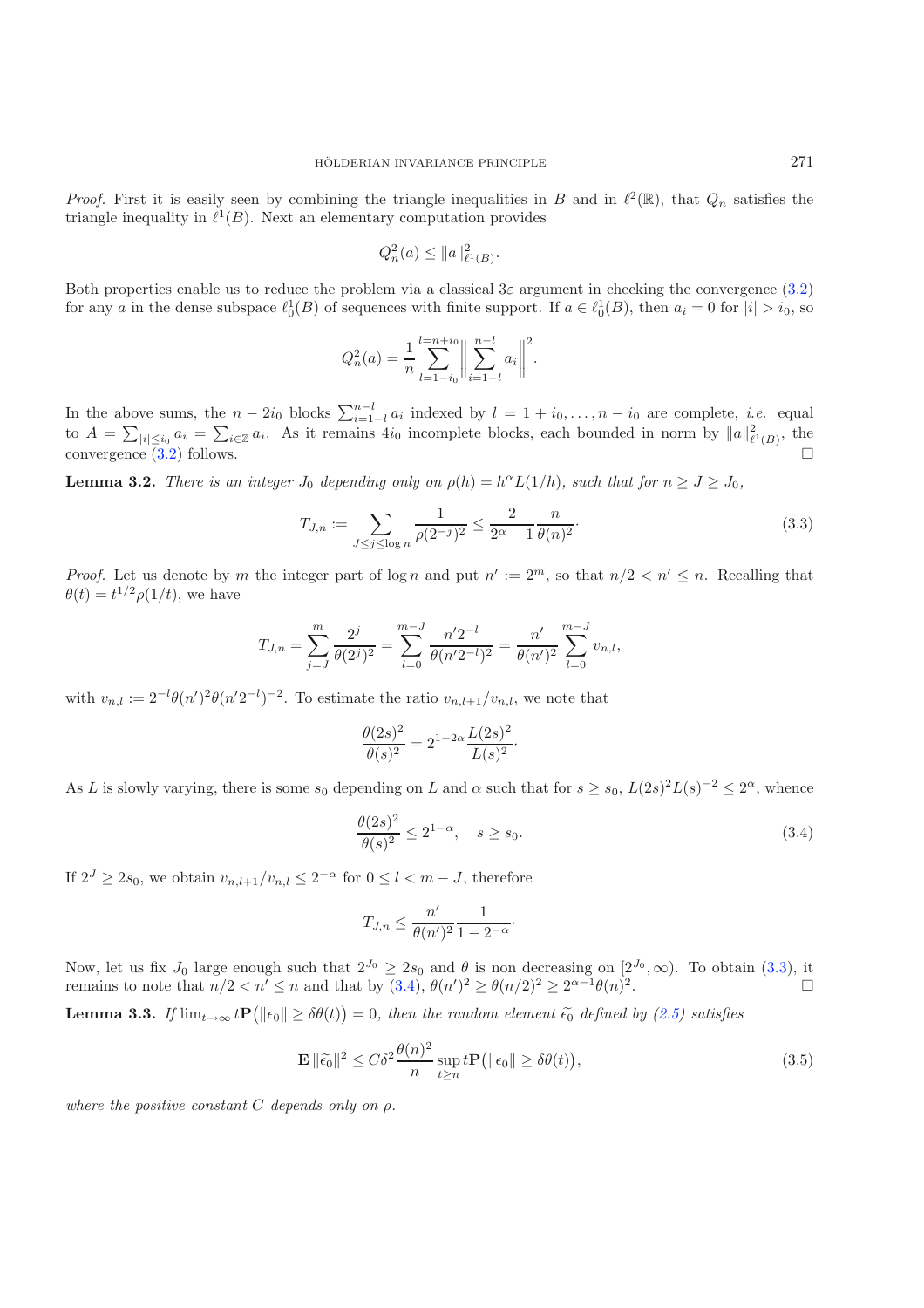*Proof.* First it is easily seen by combining the triangle inequalities in $B$ and in $\ell^2(\mathbb{R})$, that $Q_n$ satisfies the triangle inequality in $\ell^1(B)$. Next an elementary computation provides

$$Q_n^2(a) \leq \|a\|^2_{\ell^1(B)}.$$

Both properties enable us to reduce the problem via a classical $3\varepsilon$ argument in checking the convergence (3.2) for any $a$ in the dense subspace $\ell^1_0(B)$ of sequences with finite support. If $a \in \ell^1_0(B)$, then $a_i = 0$ for $|i| > i_0$, so

$$Q_n^2(a) = \frac{1}{n} \sum_{l=1-i_0}^{l=n+i_0} \Big\| \sum_{i=1-l}^{n-l} a_i \Big\|^2.$$

In the above sums, the $n - 2i_0$ blocks $\sum_{i=1-l}^{n-l} a_i$ indexed by $l = 1 + i_0, \dots, n - i_0$ are complete, *i.e.* equal to $A = \sum_{|i| \leq i_0} a_i = \sum_{i \in \mathbb{Z}} a_i$. As it remains $4i_0$ incomplete blocks, each bounded in norm by $\|a\|^2_{\ell^1(B)}$, the convergence (3.2) follows. $\square$

**Lemma 3.2.** *There is an integer $J_0$ depending only on $\rho(h) = h^\alpha L(1/h)$, such that for $n \geq J \geq J_0$,*

$$T_{J,n} := \sum_{J \leq j \leq \log n} \frac{1}{\rho(2^{-j})^2} \leq \frac{2}{2^\alpha - 1} \frac{n}{\theta(n)^2}. \tag{3.3}$$

*Proof.* Let us denote by $m$ the integer part of $\log n$ and put $n' := 2^m$, so that $n/2 < n' \leq n$. Recalling that $\theta(t) = t^{1/2}\rho(1/t)$, we have

$$T_{J,n} = \sum_{j=J}^{m} \frac{2^j}{\theta(2^j)^2} = \sum_{l=0}^{m-J} \frac{n' 2^{-l}}{\theta(n' 2^{-l})^2} = \frac{n'}{\theta(n')^2} \sum_{l=0}^{m-J} v_{n,l},$$

with $v_{n,l} := 2^{-l}\theta(n')^2 \theta(n' 2^{-l})^{-2}$. To estimate the ratio $v_{n,l+1}/v_{n,l}$, we note that

$$\frac{\theta(2s)^2}{\theta(s)^2} = 2^{1-2\alpha} \frac{L(2s)^2}{L(s)^2}.$$

As $L$ is slowly varying, there is some $s_0$ depending on $L$ and $\alpha$ such that for $s \geq s_0$, $L(2s)^2 L(s)^{-2} \leq 2^\alpha$, whence

$$\frac{\theta(2s)^2}{\theta(s)^2} \leq 2^{1-\alpha}, \quad s \geq s_0. \tag{3.4}$$

If $2^J \geq 2s_0$, we obtain $v_{n,l+1}/v_{n,l} \leq 2^{-\alpha}$ for $0 \leq l < m - J$, therefore

$$T_{J,n} \leq \frac{n'}{\theta(n')^2} \frac{1}{1 - 2^{-\alpha}}.$$

Now, let us fix $J_0$ large enough such that $2^{J_0} \geq 2s_0$ and $\theta$ is non decreasing on $[2^{J_0}, \infty)$. To obtain (3.3), it remains to note that $n/2 < n' \leq n$ and that by (3.4), $\theta(n')^2 \geq \theta(n/2)^2 \geq 2^{\alpha-1}\theta(n)^2$. $\square$

**Lemma 3.3.** *If $\lim_{t\to\infty} t\mathbf{P}\big(\|\epsilon_0\| \geq \delta\theta(t)\big) = 0$, then the random element $\widetilde{\epsilon}_0$ defined by (2.5) satisfies*

$$\mathbf{E}\,\|\widetilde{\epsilon}_0\|^2 \leq C\delta^2 \frac{\theta(n)^2}{n} \sup_{t \geq n} t\mathbf{P}\big(\|\epsilon_0\| \geq \delta\theta(t)\big), \tag{3.5}$$

*where the positive constant $C$ depends only on $\rho$.*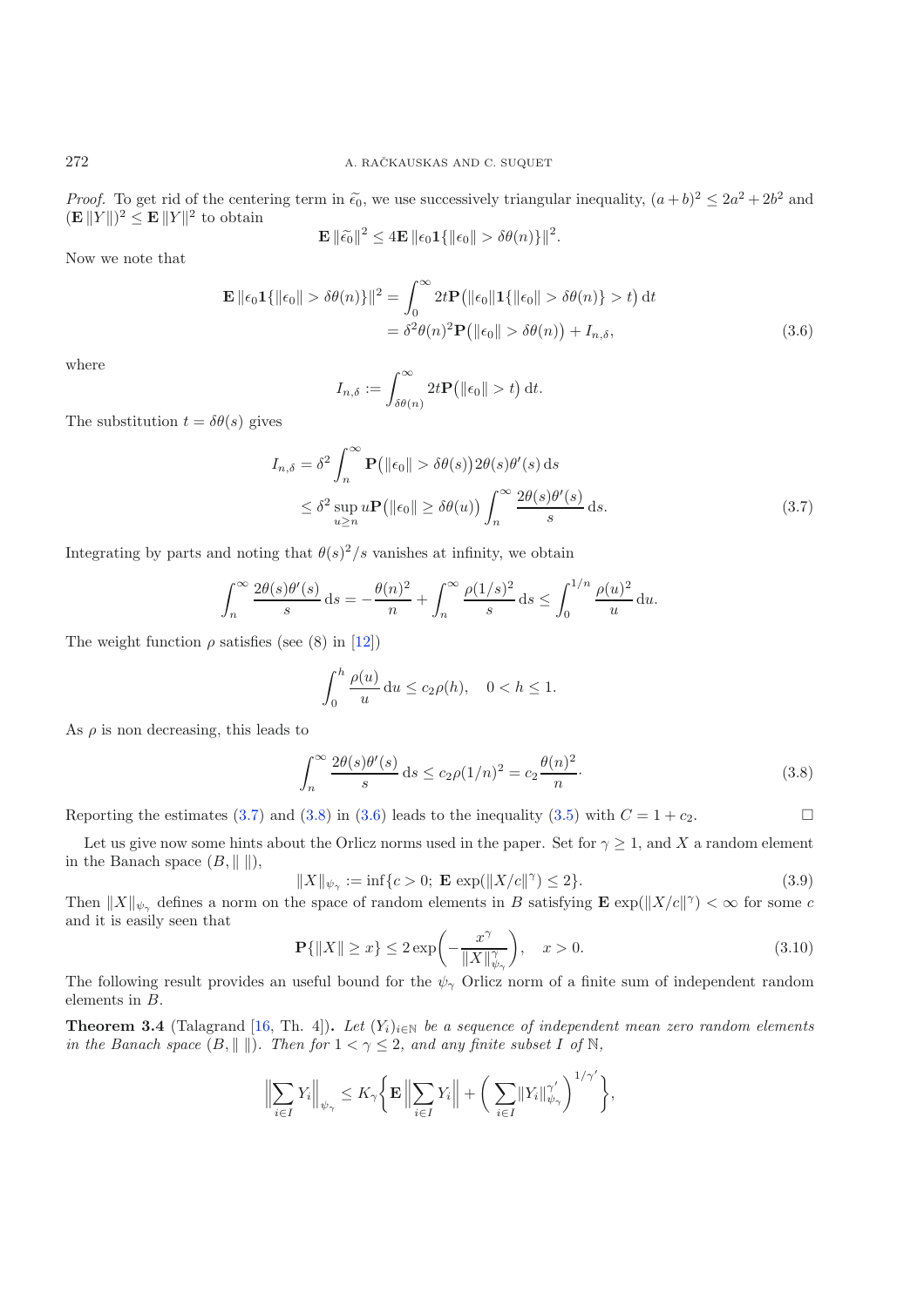*Proof.* To get rid of the centering term in $\widetilde{\epsilon}_0$, we use successively triangular inequality, $(a+b)^2 \le 2a^2 + 2b^2$ and $(\mathbf{E}\,\|Y\|)^2 \le \mathbf{E}\,\|Y\|^2$ to obtain

$$\mathbf{E}\,\|\widetilde{\epsilon}_0\|^2 \le 4\mathbf{E}\,\|\epsilon_0 \mathbf{1}\{\|\epsilon_0\| > \delta\theta(n)\}\|^2.$$

Now we note that

$$\begin{aligned}
\mathbf{E}\,\|\epsilon_0 \mathbf{1}\{\|\epsilon_0\| > \delta\theta(n)\}\|^2 &= \int_0^\infty 2t\mathbf{P}\big(\|\epsilon_0\|\mathbf{1}\{\|\epsilon_0\| > \delta\theta(n)\} > t\big)\,\mathrm{d}t \\
&= \delta^2\theta(n)^2\mathbf{P}\big(\|\epsilon_0\| > \delta\theta(n)\big) + I_{n,\delta},
\end{aligned} \tag{3.6}$$

where

$$I_{n,\delta} := \int_{\delta\theta(n)}^\infty 2t\mathbf{P}\big(\|\epsilon_0\| > t\big)\,\mathrm{d}t.$$

The substitution $t = \delta\theta(s)$ gives

$$\begin{aligned}
I_{n,\delta} &= \delta^2 \int_n^\infty \mathbf{P}\big(\|\epsilon_0\| > \delta\theta(s)\big) 2\theta(s)\theta'(s)\,\mathrm{d}s \\
&\le \delta^2 \sup_{u \ge n} u\mathbf{P}\big(\|\epsilon_0\| \ge \delta\theta(u)\big) \int_n^\infty \frac{2\theta(s)\theta'(s)}{s}\,\mathrm{d}s.
\end{aligned} \tag{3.7}$$

Integrating by parts and noting that $\theta(s)^2/s$ vanishes at infinity, we obtain

$$\int_n^\infty \frac{2\theta(s)\theta'(s)}{s}\,\mathrm{d}s = -\frac{\theta(n)^2}{n} + \int_n^\infty \frac{\rho(1/s)^2}{s}\,\mathrm{d}s \le \int_0^{1/n} \frac{\rho(u)^2}{u}\,\mathrm{d}u.$$

The weight function $\rho$ satisfies (see (8) in [12])

$$\int_0^h \frac{\rho(u)}{u}\,\mathrm{d}u \le c_2\rho(h), \quad 0 < h \le 1.$$

As $\rho$ is non decreasing, this leads to

$$\int_n^\infty \frac{2\theta(s)\theta'(s)}{s}\,\mathrm{d}s \le c_2\rho(1/n)^2 = c_2\frac{\theta(n)^2}{n}\cdot \tag{3.8}$$

Reporting the estimates (3.7) and (3.8) in (3.6) leads to the inequality (3.5) with $C = 1 + c_2$. □

Let us give now some hints about the Orlicz norms used in the paper. Set for $\gamma \ge 1$, and $X$ a random element in the Banach space $(B, \|\ \|)$,

$$\|X\|_{\psi_\gamma} := \inf\{c > 0;\ \mathbf{E}\,\exp(\|X/c\|^\gamma) \le 2\}. \tag{3.9}$$

Then $\|X\|_{\psi_\gamma}$ defines a norm on the space of random elements in $B$ satisfying $\mathbf{E}\,\exp(\|X/c\|^\gamma) < \infty$ for some $c$ and it is easily seen that

$$\mathbf{P}\{\|X\| \ge x\} \le 2\exp\bigg(-\frac{x^\gamma}{\|X\|_{\psi_\gamma}^\gamma}\bigg), \quad x > 0. \tag{3.10}$$

The following result provides an useful bound for the $\psi_\gamma$ Orlicz norm of a finite sum of independent random elements in $B$.

**Theorem 3.4** (Talagrand [16, Th. 4])**.** *Let $(Y_i)_{i\in\mathbb{N}}$ be a sequence of independent mean zero random elements in the Banach space $(B, \|\ \|)$. Then for $1 < \gamma \le 2$, and any finite subset $I$ of $\mathbb{N}$,*

$$\Big\|\sum_{i\in I} Y_i\Big\|_{\psi_\gamma} \le K_\gamma\bigg\{\mathbf{E}\,\Big\|\sum_{i\in I} Y_i\Big\| + \bigg(\sum_{i\in I}\|Y_i\|_{\psi_\gamma}^{\gamma'}\bigg)^{1/\gamma'}\bigg\},$$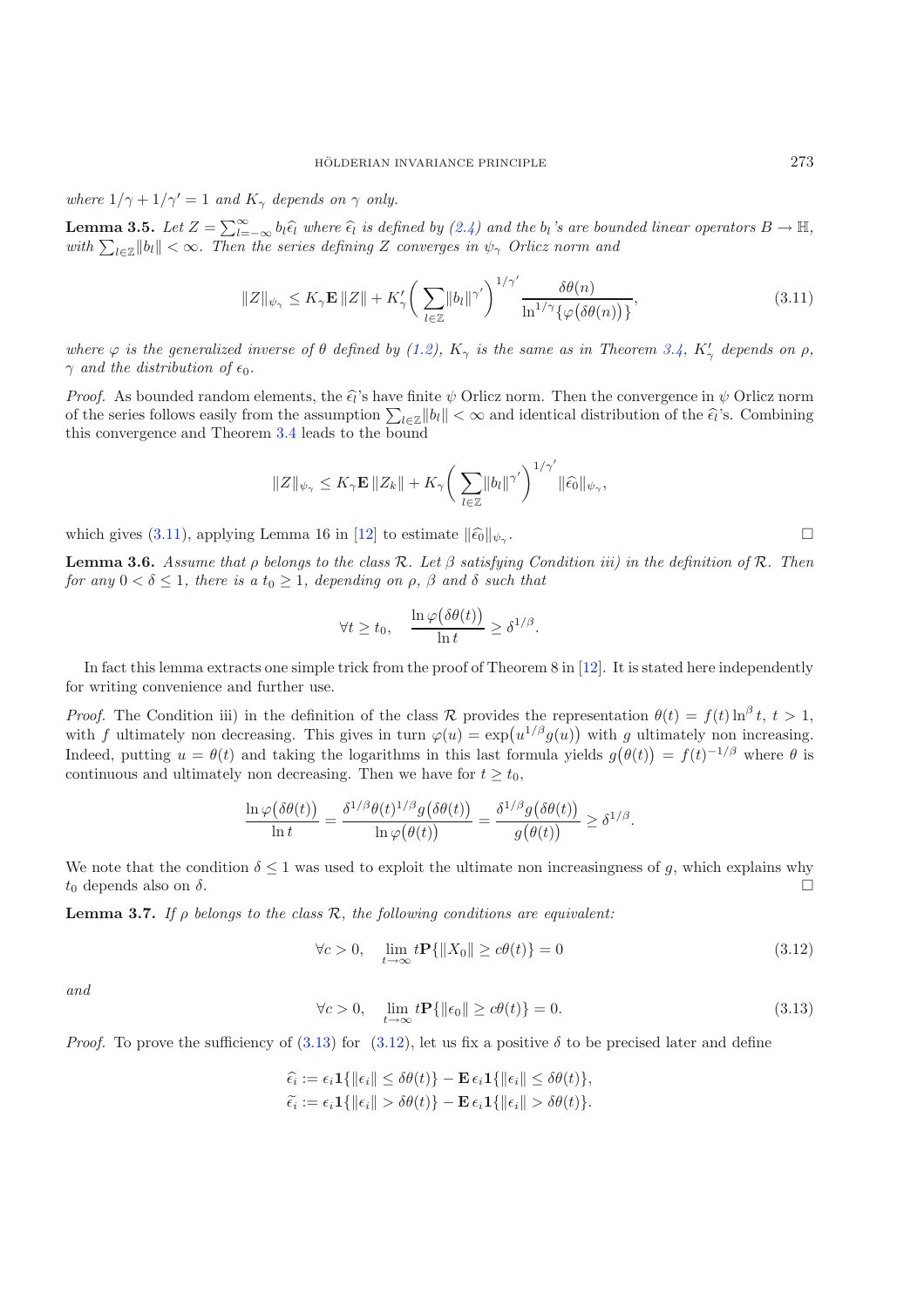where $1/\gamma + 1/\gamma' = 1$ and $K_\gamma$ depends on $\gamma$ only.

**Lemma 3.5.** *Let $Z = \sum_{l=-\infty}^{\infty} b_l \widehat{\epsilon}_l$ where $\widehat{\epsilon}_l$ is defined by (2.4) and the $b_l$'s are bounded linear operators $B \to \mathbb{H}$, with $\sum_{l\in\mathbb{Z}} \|b_l\| < \infty$. Then the series defining $Z$ converges in $\psi_\gamma$ Orlicz norm and*

$$\|Z\|_{\psi_\gamma} \le K_\gamma \mathbf{E}\,\|Z\| + K'_\gamma \bigg( \sum_{l\in\mathbb{Z}} \|b_l\|^{\gamma'} \bigg)^{1/\gamma'} \frac{\delta\theta(n)}{\ln^{1/\gamma}\{\varphi(\delta\theta(n))\}}, \tag{3.11}$$

*where $\varphi$ is the generalized inverse of $\theta$ defined by (1.2), $K_\gamma$ is the same as in Theorem 3.4, $K'_\gamma$ depends on $\rho$, $\gamma$ and the distribution of $\epsilon_0$.*

*Proof.* As bounded random elements, the $\widehat{\epsilon}_l$'s have finite $\psi$ Orlicz norm. Then the convergence in $\psi$ Orlicz norm of the series follows easily from the assumption $\sum_{l\in\mathbb{Z}} \|b_l\| < \infty$ and identical distribution of the $\widehat{\epsilon}_l$'s. Combining this convergence and Theorem 3.4 leads to the bound

$$\|Z\|_{\psi_\gamma} \le K_\gamma \mathbf{E}\,\|Z_k\| + K_\gamma \bigg( \sum_{l\in\mathbb{Z}} \|b_l\|^{\gamma'} \bigg)^{1/\gamma'} \|\widehat{\epsilon}_0\|_{\psi_\gamma},$$

which gives (3.11), applying Lemma 16 in [12] to estimate $\|\widehat{\epsilon}_0\|_{\psi_\gamma}$. □

**Lemma 3.6.** *Assume that $\rho$ belongs to the class $\mathcal{R}$. Let $\beta$ satisfying Condition iii) in the definition of $\mathcal{R}$. Then for any $0 < \delta \le 1$, there is a $t_0 \ge 1$, depending on $\rho$, $\beta$ and $\delta$ such that*

$$\forall t \ge t_0, \quad \frac{\ln \varphi(\delta\theta(t))}{\ln t} \ge \delta^{1/\beta}.$$

In fact this lemma extracts one simple trick from the proof of Theorem 8 in [12]. It is stated here independently for writing convenience and further use.

*Proof.* The Condition iii) in the definition of the class $\mathcal{R}$ provides the representation $\theta(t) = f(t)\ln^\beta t$, $t > 1$, with $f$ ultimately non decreasing. This gives in turn $\varphi(u) = \exp(u^{1/\beta} g(u))$ with $g$ ultimately non increasing. Indeed, putting $u = \theta(t)$ and taking the logarithms in this last formula yields $g(\theta(t)) = f(t)^{-1/\beta}$ where $\theta$ is continuous and ultimately non decreasing. Then we have for $t \ge t_0$,

$$\frac{\ln \varphi(\delta\theta(t))}{\ln t} = \frac{\delta^{1/\beta}\theta(t)^{1/\beta} g(\delta\theta(t))}{\ln \varphi(\theta(t))} = \frac{\delta^{1/\beta} g(\delta\theta(t))}{g(\theta(t))} \ge \delta^{1/\beta}.$$

We note that the condition $\delta \le 1$ was used to exploit the ultimate non increasingness of $g$, which explains why $t_0$ depends also on $\delta$. □

**Lemma 3.7.** *If $\rho$ belongs to the class $\mathcal{R}$, the following conditions are equivalent:*

$$\forall c > 0, \quad \lim_{t\to\infty} t\mathbf{P}\{\|X_0\| \ge c\theta(t)\} = 0 \tag{3.12}$$

*and*

$$\forall c > 0, \quad \lim_{t\to\infty} t\mathbf{P}\{\|\epsilon_0\| \ge c\theta(t)\} = 0. \tag{3.13}$$

*Proof.* To prove the sufficiency of (3.13) for (3.12), let us fix a positive $\delta$ to be precised later and define

$$\widehat{\epsilon}_i := \epsilon_i \mathbf{1}\{\|\epsilon_i\| \le \delta\theta(t)\} - \mathbf{E}\,\epsilon_i \mathbf{1}\{\|\epsilon_i\| \le \delta\theta(t)\},$$
$$\widetilde{\epsilon}_i := \epsilon_i \mathbf{1}\{\|\epsilon_i\| > \delta\theta(t)\} - \mathbf{E}\,\epsilon_i \mathbf{1}\{\|\epsilon_i\| > \delta\theta(t)\}.$$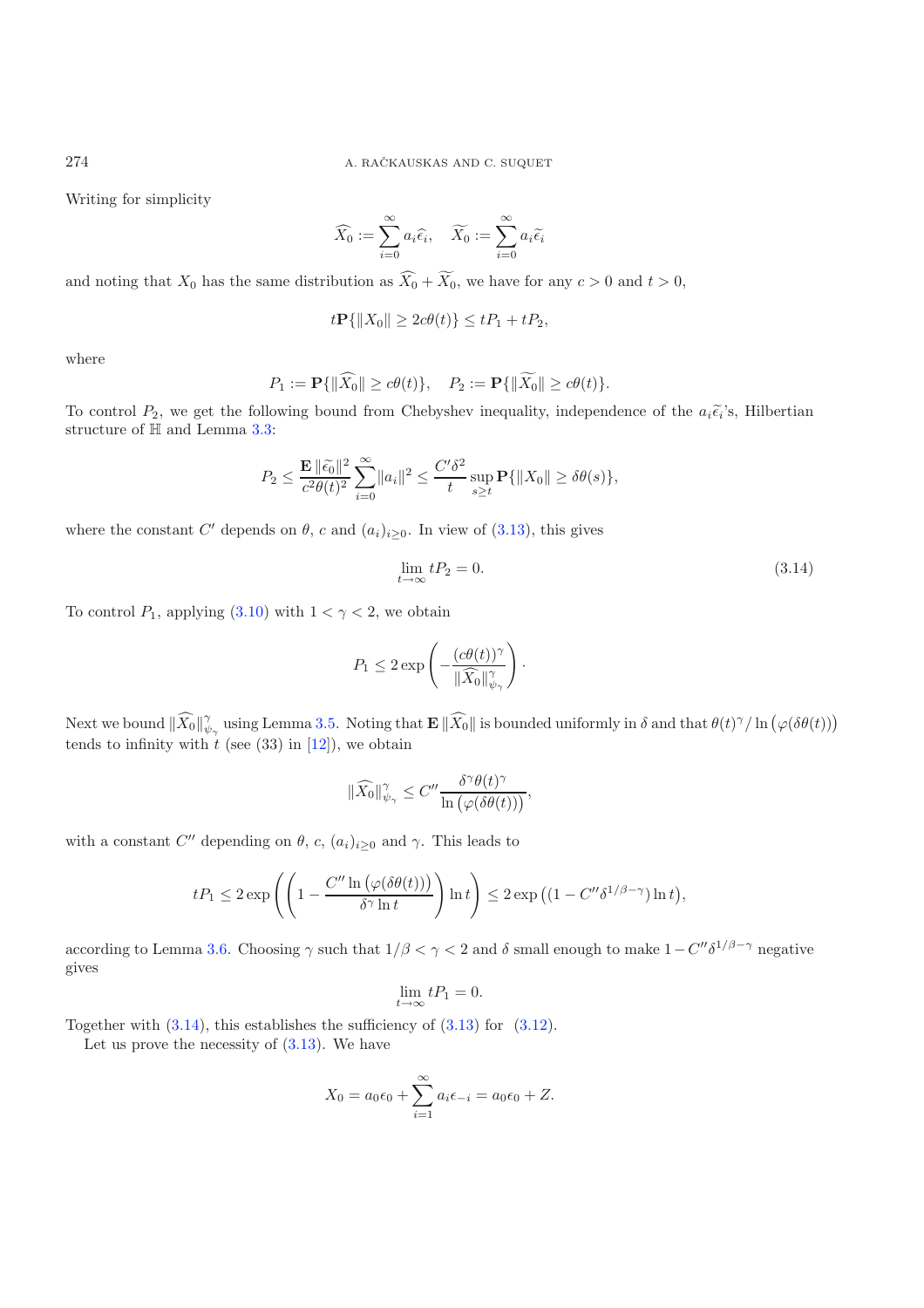Writing for simplicity

$$\widehat{X_0} := \sum_{i=0}^{\infty} a_i \widehat{\epsilon_i}, \quad \widetilde{X_0} := \sum_{i=0}^{\infty} a_i \widetilde{\epsilon_i}$$

and noting that $X_0$ has the same distribution as $\widehat{X_0} + \widetilde{X_0}$, we have for any $c > 0$ and $t > 0$,

$$t\mathbf{P}\{\|X_0\| \geq 2c\theta(t)\} \leq tP_1 + tP_2,$$

where

$$P_1 := \mathbf{P}\{\|\widehat{X_0}\| \geq c\theta(t)\}, \quad P_2 := \mathbf{P}\{\|\widetilde{X_0}\| \geq c\theta(t)\}.$$

To control $P_2$, we get the following bound from Chebyshev inequality, independence of the $a_i\widetilde{\epsilon_i}$'s, Hilbertian structure of $\mathbb{H}$ and Lemma 3.3:

$$P_2 \leq \frac{\mathbf{E}\,\|\widetilde{\epsilon_0}\|^2}{c^2\theta(t)^2} \sum_{i=0}^{\infty} \|a_i\|^2 \leq \frac{C'\delta^2}{t} \sup_{s \geq t} \mathbf{P}\{\|X_0\| \geq \delta\theta(s)\},$$

where the constant $C'$ depends on $\theta$, $c$ and $(a_i)_{i \geq 0}$. In view of (3.13), this gives

$$\lim_{t \to \infty} tP_2 = 0. \tag{3.14}$$

To control $P_1$, applying (3.10) with $1 < \gamma < 2$, we obtain

$$P_1 \leq 2 \exp\left( -\frac{(c\theta(t))^\gamma}{\|\widehat{X_0}\|_{\psi_\gamma}^\gamma} \right).$$

Next we bound $\|\widehat{X_0}\|_{\psi_\gamma}^\gamma$ using Lemma 3.5. Noting that $\mathbf{E}\,\|\widehat{X_0}\|$ is bounded uniformly in $\delta$ and that $\theta(t)^\gamma / \ln\big(\varphi(\delta\theta(t))\big)$ tends to infinity with $t$ (see (33) in [12]), we obtain

$$\|\widehat{X_0}\|_{\psi_\gamma}^\gamma \leq C'' \frac{\delta^\gamma \theta(t)^\gamma}{\ln\big(\varphi(\delta\theta(t))\big)},$$

with a constant $C''$ depending on $\theta$, $c$, $(a_i)_{i \geq 0}$ and $\gamma$. This leads to

$$tP_1 \leq 2 \exp\left( \left( 1 - \frac{C'' \ln\big(\varphi(\delta\theta(t))\big)}{\delta^\gamma \ln t} \right) \ln t \right) \leq 2 \exp\big( (1 - C''\delta^{1/\beta - \gamma}) \ln t \big),$$

according to Lemma 3.6. Choosing $\gamma$ such that $1/\beta < \gamma < 2$ and $\delta$ small enough to make $1 - C''\delta^{1/\beta-\gamma}$ negative gives

$$\lim_{t \to \infty} tP_1 = 0.$$

Together with (3.14), this establishes the sufficiency of (3.13) for (3.12).

Let us prove the necessity of (3.13). We have

$$X_0 = a_0\epsilon_0 + \sum_{i=1}^{\infty} a_i \epsilon_{-i} = a_0\epsilon_0 + Z.$$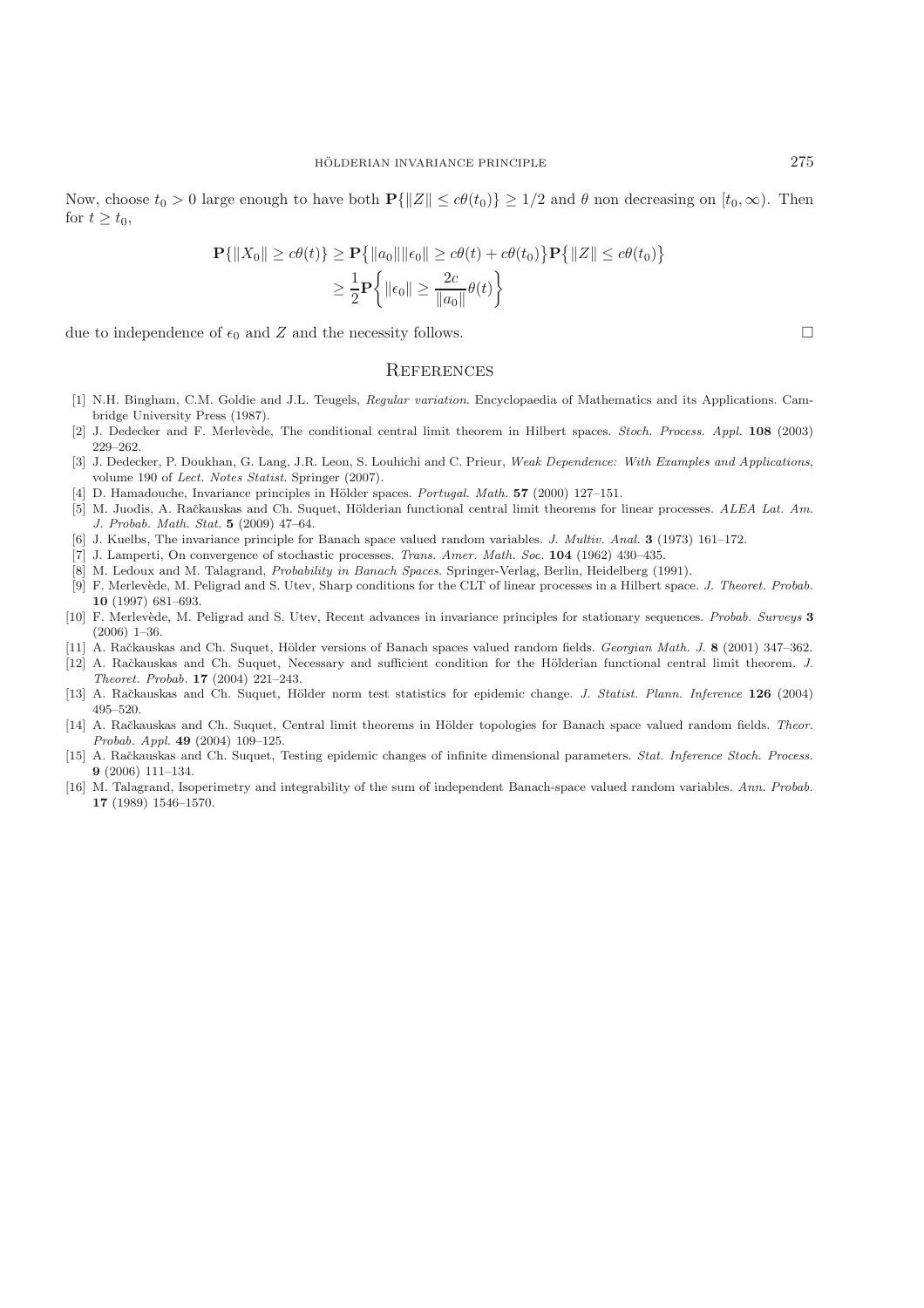Now, choose $t_0 > 0$ large enough to have both $\mathbf{P}\{\|Z\| \le c\theta(t_0)\} \ge 1/2$ and $\theta$ non decreasing on $[t_0, \infty)$. Then for $t \ge t_0$,

$$
\begin{aligned}
\mathbf{P}\{\|X_0\| \ge c\theta(t)\} &\ge \mathbf{P}\big\{\|a_0\|\|\epsilon_0\| \ge c\theta(t) + c\theta(t_0)\big\}\mathbf{P}\big\{\|Z\| \le c\theta(t_0)\big\} \\
&\ge \frac{1}{2}\mathbf{P}\left\{\|\epsilon_0\| \ge \frac{2c}{\|a_0\|}\theta(t)\right\}
\end{aligned}
$$

due to independence of $\epsilon_0$ and $Z$ and the necessity follows. □

## References

[1] N.H. Bingham, C.M. Goldie and J.L. Teugels, *Regular variation*. Encyclopaedia of Mathematics and its Applications. Cambridge University Press (1987).

[2] J. Dedecker and F. Merlevède, The conditional central limit theorem in Hilbert spaces. *Stoch. Process. Appl.* **108** (2003) 229–262.

[3] J. Dedecker, P. Doukhan, G. Lang, J.R. Leon, S. Louhichi and C. Prieur, *Weak Dependence: With Examples and Applications*, volume 190 of *Lect. Notes Statist.* Springer (2007).

[4] D. Hamadouche, Invariance principles in Hölder spaces. *Portugal. Math.* **57** (2000) 127–151.

[5] M. Juodis, A. Račkauskas and Ch. Suquet, Hölderian functional central limit theorems for linear processes. *ALEA Lat. Am. J. Probab. Math. Stat.* **5** (2009) 47–64.

[6] J. Kuelbs, The invariance principle for Banach space valued random variables. *J. Multiv. Anal.* **3** (1973) 161–172.

[7] J. Lamperti, On convergence of stochastic processes. *Trans. Amer. Math. Soc.* **104** (1962) 430–435.

[8] M. Ledoux and M. Talagrand, *Probability in Banach Spaces*. Springer-Verlag, Berlin, Heidelberg (1991).

[9] F. Merlevède, M. Peligrad and S. Utev, Sharp conditions for the CLT of linear processes in a Hilbert space. *J. Theoret. Probab.* **10** (1997) 681–693.

[10] F. Merlevède, M. Peligrad and S. Utev, Recent advances in invariance principles for stationary sequences. *Probab. Surveys* **3** (2006) 1–36.

[11] A. Račkauskas and Ch. Suquet, Hölder versions of Banach spaces valued random fields. *Georgian Math. J.* **8** (2001) 347–362.

[12] A. Račkauskas and Ch. Suquet, Necessary and sufficient condition for the Hölderian functional central limit theorem. *J. Theoret. Probab.* **17** (2004) 221–243.

[13] A. Račkauskas and Ch. Suquet, Hölder norm test statistics for epidemic change. *J. Statist. Plann. Inference* **126** (2004) 495–520.

[14] A. Račkauskas and Ch. Suquet, Central limit theorems in Hölder topologies for Banach space valued random fields. *Theor. Probab. Appl.* **49** (2004) 109–125.

[15] A. Račkauskas and Ch. Suquet, Testing epidemic changes of infinite dimensional parameters. *Stat. Inference Stoch. Process.* **9** (2006) 111–134.

[16] M. Talagrand, Isoperimetry and integrability of the sum of independent Banach-space valued random variables. *Ann. Probab.* **17** (1989) 1546–1570.